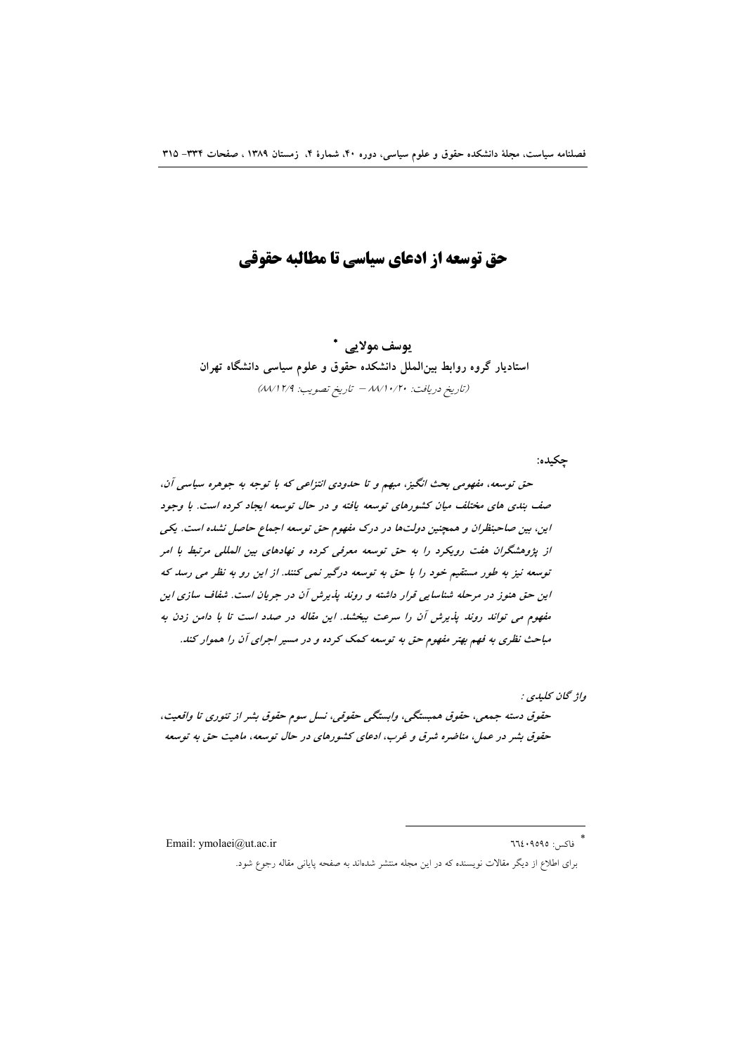# حق توسعه از ادعای سیاسی تا مطالبه حقوقی

**یوسف مولایی \***

**استادیار گروه روابط بین‌الملل دانشکده حقوق و علوم سیاسی دانشگاه تهران**

*(تاریخ دریافت: ۸۸/۱۰/۲۰ – تاریخ تصویب: ۸۸/۱۲/۹)*

**چکیده:**

***حق توسعه، مفهومی بحث انگیز، مبهم و تا حدودی انتزاعی که با توجه به جوهره سیاسی آن، صف بندی های مختلف میان کشورهای توسعه یافته و در حال توسعه ایجاد کرده است. با وجود این، بین صاحبنظران و همچنین دولت‌ها در درک مفهوم حق توسعه اجماع حاصل نشده است. یکی از پژوهشگران هفت رویکرد را به حق توسعه معرفی کرده و نهادهای بین المللی مرتبط با امر توسعه نیز به طور مستقیم خود را با حق به توسعه درگیر نمی کنند. از این رو به نظر می رسد که این حق هنوز در مرحله شناسایی قرار داشته و روند پذیرش آن در جریان است. شفاف سازی این مفهوم می تواند روند پذیرش آن را سرعت ببخشد. این مقاله در صدد است تا با دامن زدن به مباحث نظری به فهم بهتر مفهوم حق به توسعه کمک کرده و در مسیر اجرای آن را هموار کند.***

*واژ گان کلیدی :*

***حقوق دسته جمعی، حقوق همبستگی، وابستگی حقوقی، نسل سوم حقوق بشر از تئوری تا واقعیت، حقوق بشر در عمل، مناظره شرق و غرب، ادعای کشورهای در حال توسعه، ماهیت حق به توسعه***

---

\* فاکس: ۶۶۴۰۹۵۹۵ — Email: ymolaei@ut.ac.ir

برای اطلاع از دیگر مقالات نویسنده که در این مجله منتشر شده‌اند به صفحه پایانی مقاله رجوع شود.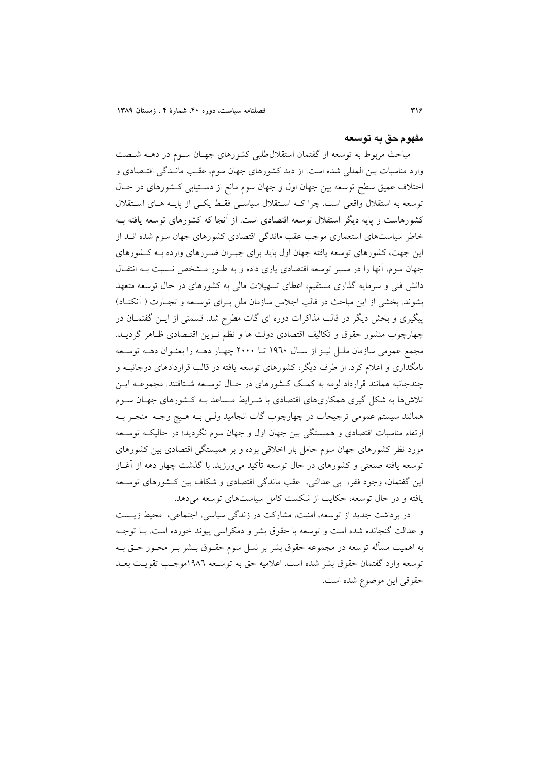## مفهوم حق به توسعه

مباحث مربوط به توسعه از گفتمان استقلال‌طلبی کشورهای جهان سوم در دهه شصت وارد مناسبات بین المللی شده است. از دید کشورهای جهان سوم، عقب ماندگی اقتصادی و اختلاف عمیق سطح توسعه بین جهان اول و جهان سوم مانع از دستیابی کشورهای در حال توسعه به استقلال واقعی است. چرا که استقلال سیاسی فقط یکی از پایه های استقلال کشورهاست و پایه دیگر استقلال توسعه اقتصادی است. از آنجا که کشورهای توسعه یافته به خاطر سیاست‌های استعماری موجب عقب ماندگی اقتصادی کشورهای جهان سوم شده اند از این جهت، کشورهای توسعه یافته جهان اول باید برای جبران ضررهای وارده به کشورهای جهان سوم، آنها را در مسیر توسعه اقتصادی یاری داده و به طور مشخص نسبت به انتقال دانش فنی و سرمایه گذاری مستقیم، اعطای تسهیلات مالی به کشورهای در حال توسعه متعهد بشوند. بخشی از این مباحث در قالب اجلاس سازمان ملل برای توسعه و تجارت ( آنکتاد) پیگیری و بخش دیگر در قالب مذاکرات دوره ای گات مطرح شد. قسمتی از این گفتمان در چهارچوب منشور حقوق و تکالیف اقتصادی دولت ها و نظم نوین اقتصادی ظاهر گردید. مجمع عمومی سازمان ملل نیز از سال ۱۹٦۰ تا ۲۰۰۰ چهار دهه را بعنوان دهه توسعه نامگذاری و اعلام کرد. از طرف دیگر، کشورهای توسعه یافته در قالب قراردادهای دوجانبه و چندجانبه همانند قرارداد لومه به کمک کشورهای در حال توسعه شتافتند. مجموعه این تلاش‌ها به شکل گیری همکاری‌های اقتصادی با شرایط مساعد به کشورهای جهان سوم همانند سیستم عمومی ترجیحات در چهارچوب گات انجامید ولی به هیچ وجه منجر به ارتقاء مناسبات اقتصادی و همبستگی بین جهان اول و جهان سوم نگردید؛ در حالیکه توسعه مورد نظر کشورهای جهان سوم حامل بار اخلاقی بوده و بر همبستگی اقتصادی بین کشورهای توسعه یافته صنعتی و کشورهای در حال توسعه تأکید می‌ورزید. با گذشت چهار دهه از آغاز این گفتمان، وجود فقر، بی عدالتی، عقب ماندگی اقتصادی و شکاف بین کشورهای توسعه یافته و در حال توسعه، حکایت از شکست کامل سیاست‌های توسعه می‌دهد.

در برداشت جدید از توسعه، امنیت، مشارکت در زندگی سیاسی، اجتماعی، محیط زیست و عدالت گنجانده شده است و توسعه با حقوق بشر و دمکراسی پیوند خورده است. با توجه به اهمیت مسأله توسعه در مجموعه حقوق بشر بر نسل سوم حقوق بشر بر محور حق به توسعه وارد گفتمان حقوق بشر شده است. اعلامیه حق به توسعه ۱۹۸٦موجب تقویت بعد حقوقی این موضوع شده است.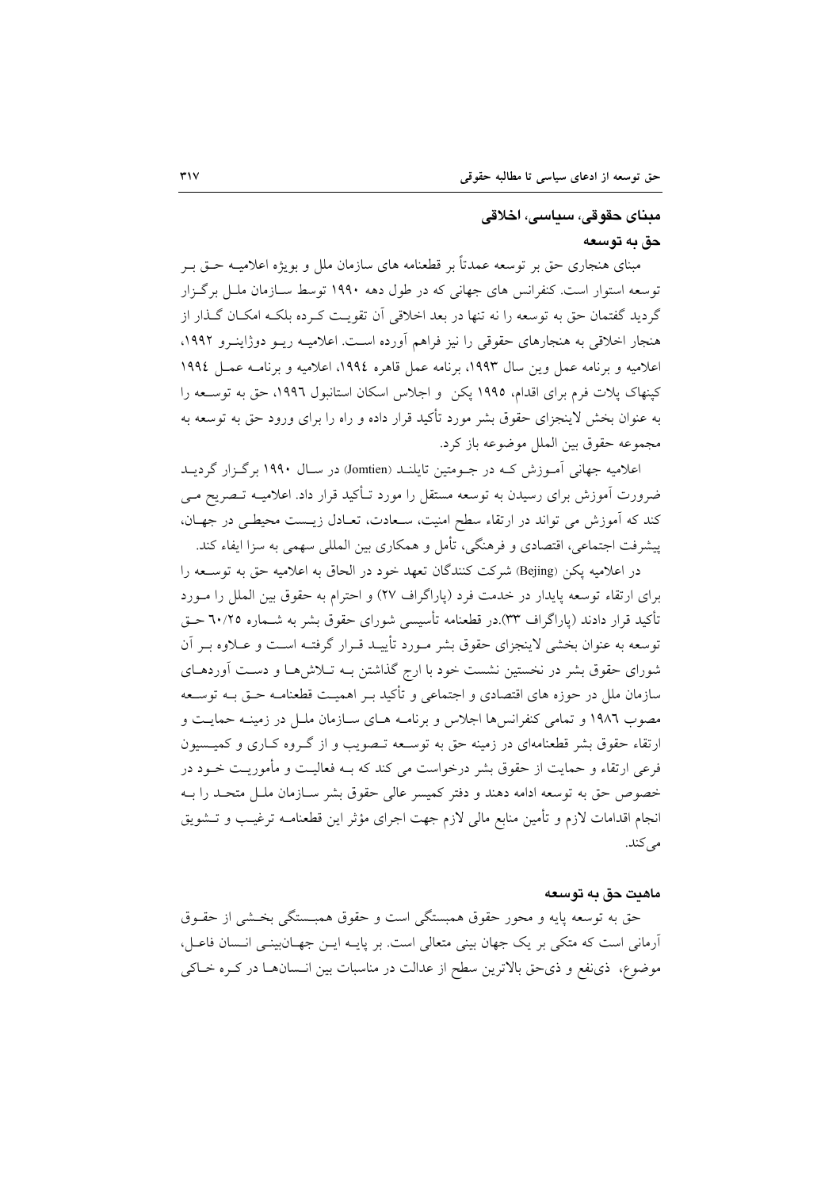## مبنای حقوقی، سیاسی، اخلاقی

### حق به توسعه

مبنای هنجاری حق بر توسعه عمدتاً بر قطعنامه های سازمان ملل و بویژه اعلامیه حق بر توسعه استوار است. کنفرانس های جهانی که در طول دهه ۱۹۹۰ توسط سازمان ملل برگزار گردید گفتمان حق به توسعه را نه تنها در بعد اخلاقی آن تقویت کرده بلکه امکان گذار از هنجار اخلاقی به هنجارهای حقوقی را نیز فراهم آورده است. اعلامیه ریو دوژاینرو ۱۹۹۲، اعلامیه و برنامه عمل وین سال ۱۹۹۳، برنامه عمل قاهره ۱۹۹٤، اعلامیه و برنامه عمل ۱۹۹٤ کپنهاک پلات فرم برای اقدام، ۱۹۹۵ پکن و اجلاس اسکان استانبول ۱۹۹٦، حق به توسعه را به عنوان بخش لاینجزای حقوق بشر مورد تأکید قرار داده و راه را برای ورود حق به توسعه به مجموعه حقوق بین الملل موضوعه باز کرد.

اعلامیه جهانی آموزش که در جومتین تایلند (Jomtien) در سال ۱۹۹۰ برگزار گردید ضرورت آموزش برای رسیدن به توسعه مستقل را مورد تأکید قرار داد. اعلامیه تصریح می کند که آموزش می تواند در ارتقاء سطح امنیت، سعادت، تعادل زیست محیطی در جهان، پیشرفت اجتماعی، اقتصادی و فرهنگی، تأمل و همکاری بین المللی سهمی به سزا ایفاء کند.

در اعلامیه پکن (Bejing) شرکت کنندگان تعهد خود در الحاق به اعلامیه حق به توسعه را برای ارتقاء توسعه پایدار در خدمت فرد (پاراگراف ۲۷) و احترام به حقوق بین الملل را مورد تأکید قرار دادند (پاراگراف ۳۳).در قطعنامه تأسیسی شورای حقوق بشر به شماره ٦۰/۲۵ حق توسعه به عنوان بخشی لاینجزای حقوق بشر مورد تأیید قرار گرفته است و علاوه بر آن شورای حقوق بشر در نخستین نشست خود با ارج گذاشتن به تلاش‌ها و دست آوردهای سازمان ملل در حوزه های اقتصادی و اجتماعی و تأکید بر اهمیت قطعنامه حق به توسعه مصوب ۱۹۸٦ و تمامی کنفرانس‌ها اجلاس و برنامه های سازمان ملل در زمینه حمایت و ارتقاء حقوق بشر قطعنامه‌ای در زمینه حق به توسعه تصویب و از گروه کاری و کمیسیون فرعی ارتقاء و حمایت از حقوق بشر درخواست می کند که به فعالیت و مأموریت خود در خصوص حق به توسعه ادامه دهند و دفتر کمیسر عالی حقوق بشر سازمان ملل متحد را به انجام اقدامات لازم و تأمین منابع مالی لازم جهت اجرای مؤثر این قطعنامه ترغیب و تشویق می‌کند.

### ماهیت حق به توسعه

حق به توسعه پایه و محور حقوق همبستگی است و حقوق همبستگی بخشی از حقوق آرمانی است که متکی بر یک جهان بینی متعالی است. بر پایه این جهان‌بینی انسان فاعل، موضوع، ذی‌نفع و ذی‌حق بالاترین سطح از عدالت در مناسبات بین انسان‌ها در کره خاکی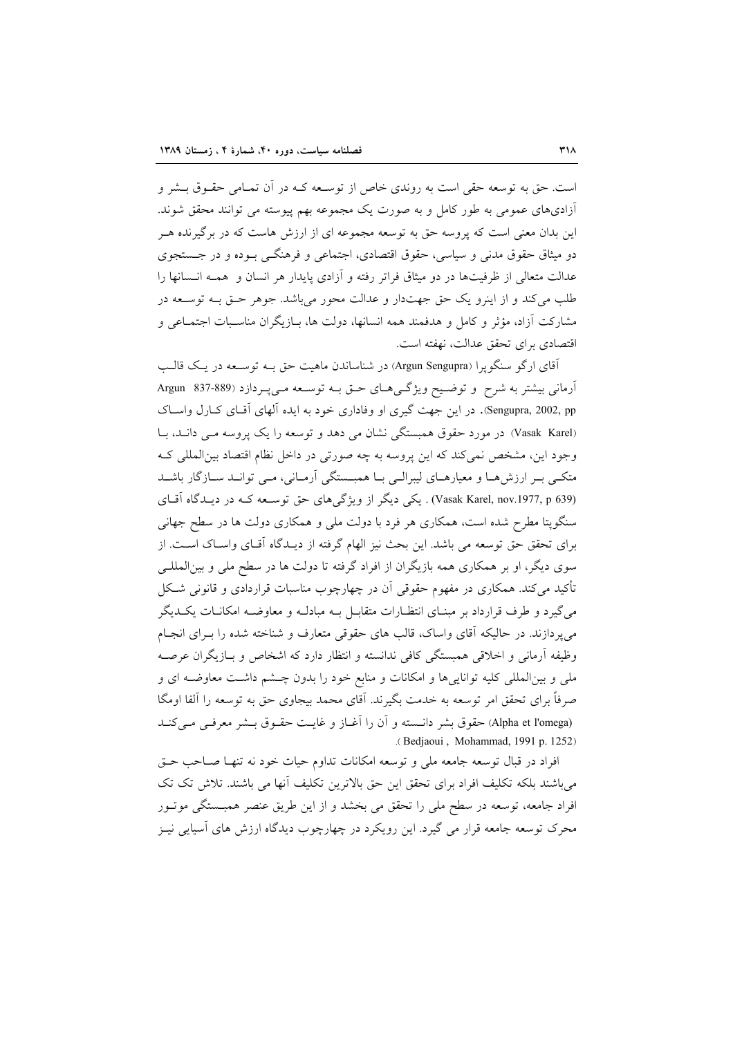است. حق به توسعه حقی است به روندی خاص از توسعه که در آن تمامی حقوق بشر و آزادی‌های عمومی به طور کامل و به صورت یک مجموعه بهم پیوسته می توانند محقق شوند. این بدان معنی است که پروسه حق به توسعه مجموعه ای از ارزش هاست که در برگیرنده هر دو میثاق حقوق مدنی و سیاسی، حقوق اقتصادی، اجتماعی و فرهنگی بوده و در جستجوی عدالت متعالی از ظرفیت‌ها در دو میثاق فراتر رفته و آزادی پایدار هر انسان و همه انسانها را طلب می‌کند و از اینرو یک حق جهت‌دار و عدالت محور می‌باشد. جوهر حق به توسعه در مشارکت آزاد، مؤثر و کامل و هدفمند همه انسانها، دولت ها، بازیگران مناسبات اجتماعی و اقتصادی برای تحقق عدالت، نهفته است.

آقای ارگو سنگوپرا (Argun Sengupra) در شناساندن ماهیت حق به توسعه در یک قالب آرمانی بیشتر به شرح و توضیح ویژگی‌های حق به توسعه می‌پردازد (Argun Sengupra, 2002, pp 837-889). در این جهت گیری او وفاداری خود به ایده آلهای آقای کارل واساک (Vasak Karel) در مورد حقوق همبستگی نشان می دهد و توسعه را یک پروسه می داند، با وجود این، مشخص نمی‌کند که این پروسه به چه صورتی در داخل نظام اقتصاد بین‌المللی که متکی بر ارزش‌ها و معیارهای لیبرالی با همبستگی آرمانی، می تواند سازگار باشد (Vasak Karel, nov.1977, p 639) . یکی دیگر از ویژگی‌های حق توسعه که در دیدگاه آقای سنگوپتا مطرح شده است، همکاری هر فرد با دولت ملی و همکاری دولت ها در سطح جهانی برای تحقق حق توسعه می باشد. این بحث نیز الهام گرفته از دیدگاه آقای واساک است. از سوی دیگر، او بر همکاری همه بازیگران از افراد گرفته تا دولت ها در سطح ملی و بین‌المللی تأکید می‌کند. همکاری در مفهوم حقوقی آن در چهارچوب مناسبات قراردادی و قانونی شکل می‌گیرد و طرف قرارداد بر مبنای انتظارات متقابل به مبادله و معاوضه امکانات یکدیگر می‌پردازند. در حالیکه آقای واساک، قالب های حقوقی متعارف و شناخته شده را برای انجام وظیفه آرمانی و اخلاقی همبستگی کافی ندانسته و انتظار دارد که اشخاص و بازیگران عرصه ملی و بین‌المللی کلیه توانایی‌ها و امکانات و منابع خود را بدون چشم داشت معاوضه ای و صرفاً برای تحقق امر توسعه به خدمت بگیرند. آقای محمد بیجاوی حق به توسعه را آلفا اومگا (Alpha et l'omega) حقوق بشر دانسته و آن را آغاز و غایت حقوق بشر معرفی می‌کند (Bedjaoui , Mohammad, 1991 p. 1252).

افراد در قبال توسعه جامعه ملی و توسعه امکانات تداوم حیات خود نه تنها صاحب حق می‌باشند بلکه تکلیف افراد برای تحقق این حق بالاترین تکلیف آنها می باشد. تلاش تک تک افراد جامعه، توسعه در سطح ملی را تحقق می بخشد و از این طریق عنصر همبستگی موتور محرک توسعه جامعه قرار می گیرد. این رویکرد در چهارچوب دیدگاه ارزش های آسیایی نیز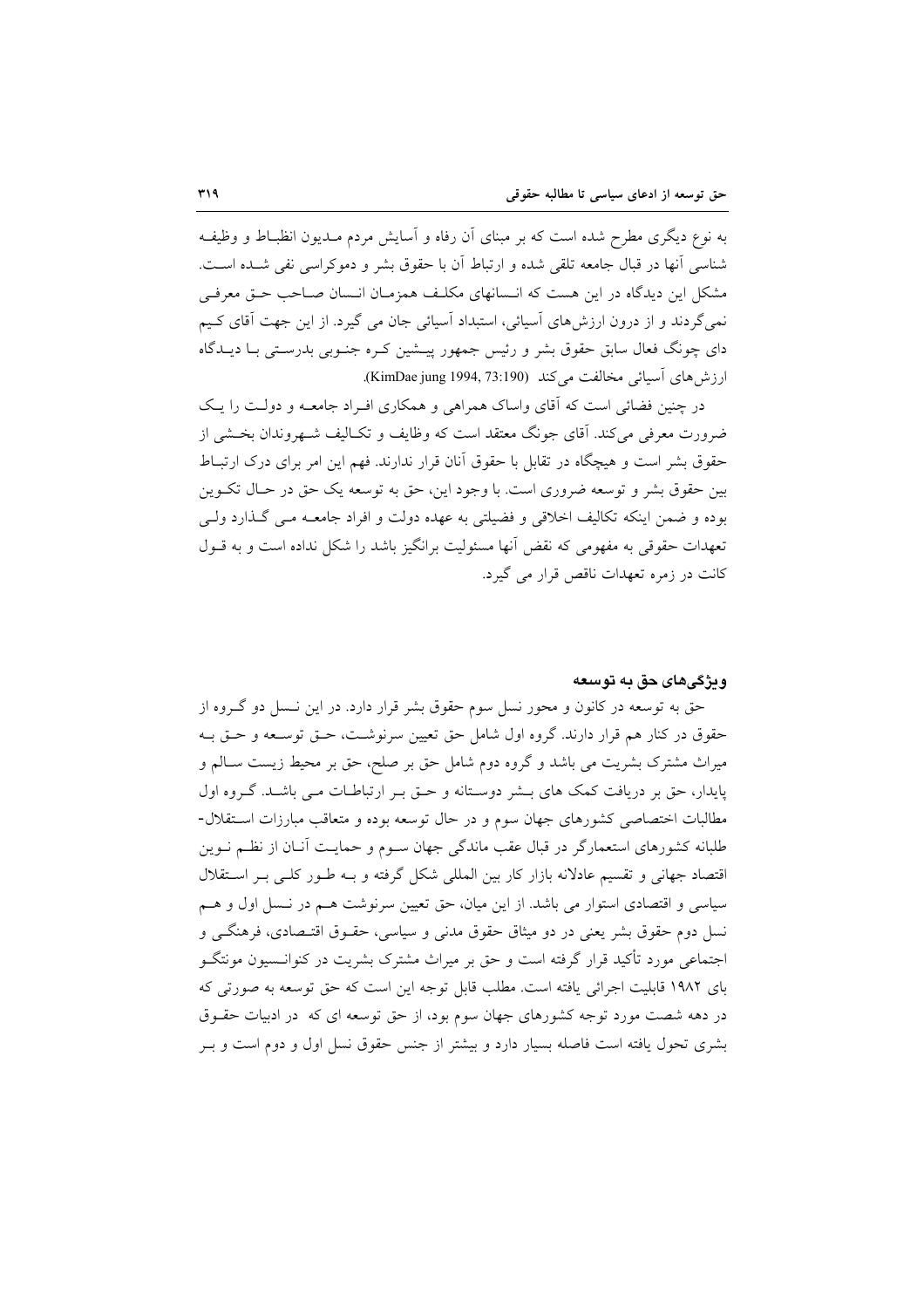به نوع دیگری مطرح شده است که بر مبنای آن رفاه و آسایش مردم مـدیون انظبـاط و وظیفـه شناسی آنها در قبال جامعه تلقی شده و ارتباط آن با حقوق بشر و دموکراسی نفی شـده اسـت. مشکل این دیدگاه در این هست که انـسانهای مکلـف همزمـان انـسان صـاحب حـق معرفـی نمی‌گردند و از درون ارزش‌های آسیائی، استبداد آسیائی جان می گیرد. از این جهت آقای کـیم دای چونگ فعال سابق حقوق بشر و رئیس جمهور پیـشین کـره جنـوبی بدرسـتی بـا دیـدگاه ارزش‌های آسیائی مخالفت می‌کند (KimDae jung 1994, 73:190).

در چنین فضائی است که آقای واساک همراهی و همکاری افـراد جامعـه و دولـت را یـک ضرورت معرفی می‌کند. آقای جونگ معتقد است که وظایف و تکـالیف شـهروندان بخـشی از حقوق بشر است و هیچگاه در تقابل با حقوق آنان قرار ندارند. فهم این امر برای درک ارتبـاط بین حقوق بشر و توسعه ضروری است. با وجود این، حق به توسعه یک حق در حـال تکـوین بوده و ضمن اینکه تکالیف اخلاقی و فضیلتی به عهده دولت و افراد جامعـه مـی گـذارد ولـی تعهدات حقوقی به مفهومی که نقض آنها مسئولیت برانگیز باشد را شکل نداده است و به قـول کانت در زمره تعهدات ناقص قرار می گیرد.

### ویژگی‌های حق به توسعه

حق به توسعه در کانون و محور نسل سوم حقوق بشر قرار دارد. در این نـسل دو گـروه از حقوق در کنار هم قرار دارند. گروه اول شامل حق تعیین سرنوشـت، حـق توسـعه و حـق بـه میراث مشترک بشریت می باشد و گروه دوم شامل حق بر صلح، حق بر محیط زیست سـالم و پایدار، حق بر دریافت کمک های بـشر دوسـتانه و حـق بـر ارتباطـات مـی باشـد. گـروه اول مطالبات اختصاصی کشورهای جهان سوم و در حال توسعه بوده و متعاقب مبارزات اسـتقلال-طلبانه کشورهای استعمارگر در قبال عقب ماندگی جهان سـوم و حمایـت آنـان از نظـم نـوین اقتصاد جهانی و تقسیم عادلانه بازار کار بین المللی شکل گرفته و بـه طـور کلـی بـر اسـتقلال سیاسی و اقتصادی استوار می باشد. از این میان، حق تعیین سرنوشت هـم در نـسل اول و هـم نسل دوم حقوق بشر یعنی در دو میثاق حقوق مدنی و سیاسی، حقـوق اقتـصادی، فرهنگـی و اجتماعی مورد تأکید قرار گرفته است و حق بر میراث مشترک بشریت در کنوانـسیون مونتگـو بای ۱۹۸۲ قابلیت اجرائی یافته است. مطلب قابل توجه این است که حق توسعه به صورتی که در دهه شصت مورد توجه کشورهای جهان سوم بود، از حق توسعه ای که در ادبیات حقـوق بشری تحول یافته است فاصله بسیار دارد و بیشتر از جنس حقوق نسل اول و دوم است و بـر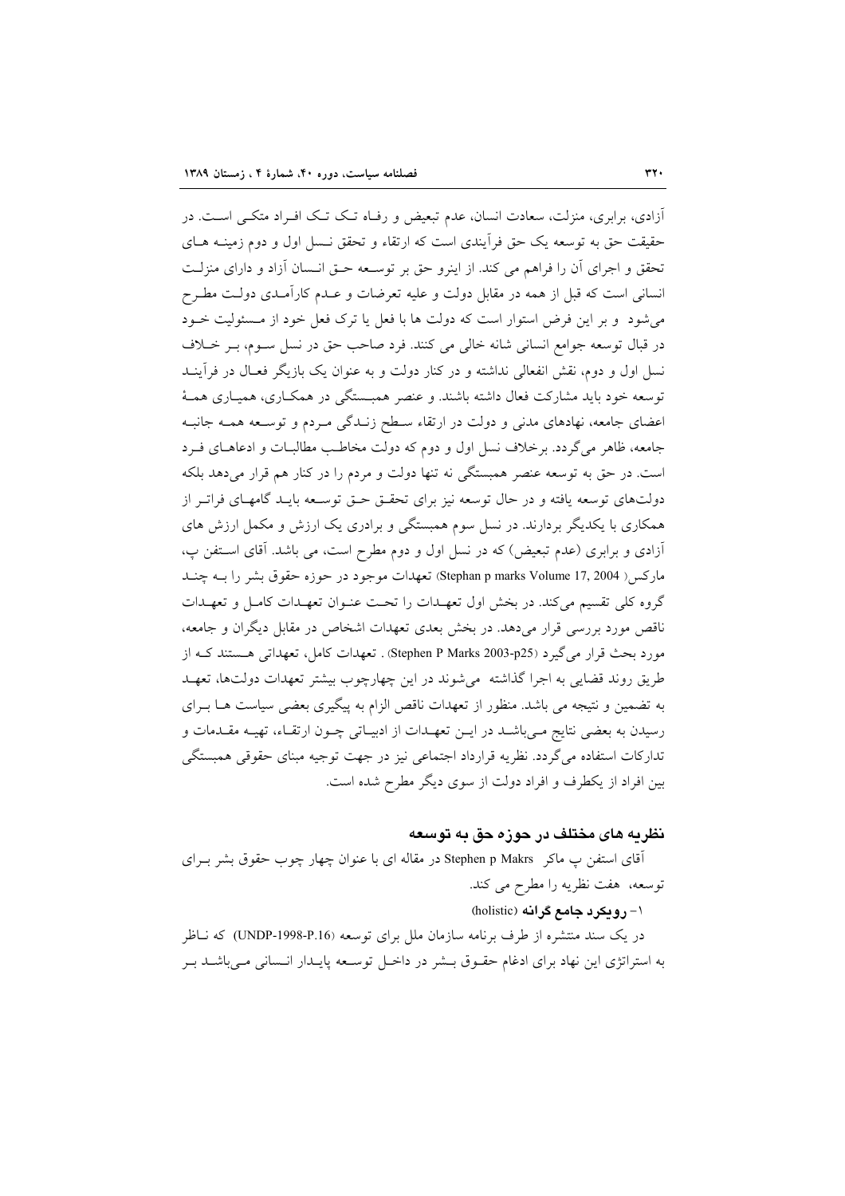آزادی، برابری، منزلت، سعادت انسان، عدم تبعیض و رفاه تک تک افراد متکی است. در حقیقت حق به توسعه یک حق فرآیندی است که ارتقاء و تحقق نسل اول و دوم زمینه های تحقق و اجرای آن را فراهم می کند. از اینرو حق بر توسعه حق انسان آزاد و دارای منزلت انسانی است که قبل از همه در مقابل دولت و علیه تعرضات و عدم کارآمدی دولت مطرح می‌شود و بر این فرض استوار است که دولت ها با فعل یا ترک فعل خود از مسئولیت خود در قبال توسعه جوامع انسانی شانه خالی می کنند. فرد صاحب حق در نسل سوم، بر خلاف نسل اول و دوم، نقش انفعالی نداشته و در کنار دولت و به عنوان یک بازیگر فعال در فرآیند توسعه خود باید مشارکت فعال داشته باشند. و عنصر همبستگی در همکاری، همیاری همهٔ اعضای جامعه، نهادهای مدنی و دولت در ارتقاء سطح زندگی مردم و توسعه همه جانبه جامعه، ظاهر می‌گردد. برخلاف نسل اول و دوم که دولت مخاطب مطالبات و ادعاهای فرد است. در حق به توسعه عنصر همبستگی نه تنها دولت و مردم را در کنار هم قرار می‌دهد بلکه دولت‌های توسعه یافته و در حال توسعه نیز برای تحقق حق توسعه باید گامهای فراتر از همکاری با یکدیگر بردارند. در نسل سوم همبستگی و برادری یک ارزش و مکمل ارزش های آزادی و برابری (عدم تبعیض) که در نسل اول و دوم مطرح است، می باشد. آقای استفن پ، مارکس( Stephan p marks Volume 17, 2004) تعهدات موجود در حوزه حقوق بشر را به چند گروه کلی تقسیم می‌کند. در بخش اول تعهدات را تحت عنوان تعهدات کامل و تعهدات ناقص مورد بررسی قرار می‌دهد. در بخش بعدی تعهدات اشخاص در مقابل دیگران و جامعه، مورد بحث قرار می گیرد (Stephen P Marks 2003-p25) . تعهدات کامل، تعهداتی هستند که از طریق روند قضایی به اجرا گذاشته می‌شوند در این چهارچوب بیشتر تعهدات دولت‌ها، تعهد به تضمین و نتیجه می باشد. منظور از تعهدات ناقص الزام به پیگیری بعضی سیاست ها برای رسیدن به بعضی نتایج می‌باشد در این تعهدات از ادبیاتی چون ارتقاء، تهیه مقدمات و تدارکات استفاده می‌گردد. نظریه قرارداد اجتماعی نیز در جهت توجیه مبنای حقوقی همبستگی بین افراد از یکطرف و افراد دولت از سوی دیگر مطرح شده است.

## نظریه های مختلف در حوزه حق به توسعه

آقای استفن پ ماکر Stephen p Makrs در مقاله ای با عنوان چهار چوب حقوق بشر برای توسعه، هفت نظریه را مطرح می کند.

**۱- رویکرد جامع گرانه** (holistic)

در یک سند منتشره از طرف برنامه سازمان ملل برای توسعه (UNDP-1998-P.16) که ناظر به استراتژی این نهاد برای ادغام حقوق بشر در داخل توسعه پایدار انسانی می‌باشد بر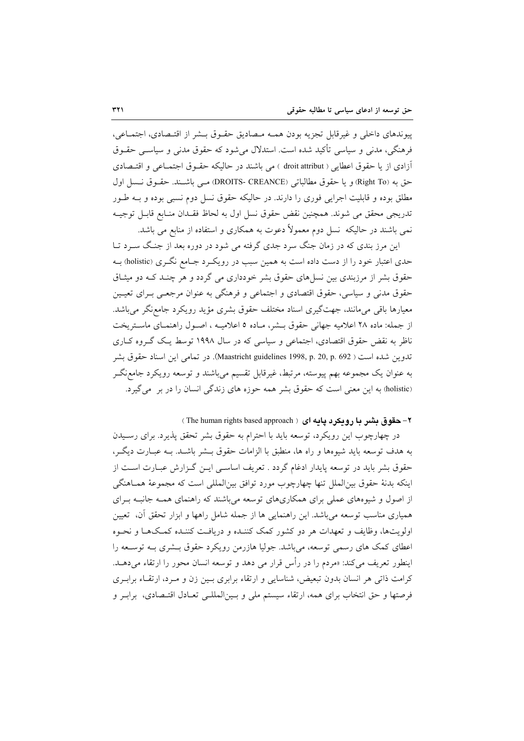پیوندهای داخلی و غیرقابل تجزیه بودن همه مصادیق حقوق بشر از اقتصادی، اجتماعی، فرهنگی، مدنی و سیاسی تأکید شده است. استدلال می‌شود که حقوق مدنی و سیاسی حقوق آزادی از یا حقوق اعطایی ( droit attribut ) می باشند در حالیکه حقوق اجتماعی و اقتصادی حق به (Right To) و یا حقوق مطالباتی (DROITS- CREANCE) می باشند. حقوق نسل اول مطلق بوده و قابلیت اجرایی فوری را دارند. در حالیکه حقوق نسل دوم نسبی بوده و به طور تدریجی محقق می شوند. همچنین نقض حقوق نسل اول به لحاظ فقدان منابع قابل توجیه نمی باشند در حالیکه نسل دوم معمولاً دعوت به همکاری و استفاده از منابع می باشد.

این مرز بندی که در زمان جنگ سرد جدی گرفته می شود در دوره بعد از جنگ سرد تا حدی اعتبار خود را از دست داده است به همین سبب در رویکرد جامع نگری (holistic) به حقوق بشر از مرزبندی بین نسل‌های حقوق بشر خودداری می گردد و هر چند که دو میثاق حقوق مدنی و سیاسی، حقوق اقتصادی و اجتماعی و فرهنگی به عنوان مرجعی برای تعیین معیارها باقی می‌مانند، جهت‌گیری اسناد مختلف حقوق بشری مؤید رویکرد جامع‌نگر می‌باشد. از جمله: ماده ۲۸ اعلامیه جهانی حقوق بشر، ماده ۵ اعلامیه ، اصول راهنمای ماستریخت ناظر به نقض حقوق اقتصادی، اجتماعی و سیاسی که در سال ۱۹۹۸ توسط یک گروه کاری تدوین شده است ( Maastricht guidelines 1998, p. 20, p. 692). در تمامی این اسناد حقوق بشر به عنوان یک مجموعه بهم پیوسته، مرتبط، غیرقابل تقسیم می‌باشند و توسعه رویکرد جامع‌نگر (holistic) به این معنی است که حقوق بشر همه حوزه های زندگی انسان را در بر می‌گیرد.

## ۲- حقوق بشر با رویکرد پایه ای ( The human rights based approach )

در چهارچوب این رویکرد، توسعه باید با احترام به حقوق بشر تحقق پذیرد. برای رسیدن به هدف توسعه باید شیوه‌ها و راه ها، منطبق با الزامات حقوق بشر باشد. به عبارت دیگر، حقوق بشر باید در توسعه پایدار ادغام گردد . تعریف اساسی این گزارش عبارت است از اینکه بدنهٔ حقوق بین‌الملل تنها چهارچوب مورد توافق بین‌المللی است که مجموعهٔ هماهنگی از اصول و شیوه‌های عملی برای همکاری‌های توسعه می‌باشند که راهنمای همه جانبه برای همیاری مناسب توسعه می‌باشد. این راهنمایی ها از جمله شامل راهها و ابزار تحقق آن، تعیین اولویت‌ها، وظایف و تعهدات هر دو کشور کمک کننده و دریافت کننده کمک‌ها و نحوه اعطای کمک های رسمی توسعه، می‌باشد. جولیا هازرمن رویکرد حقوق بشری به توسعه را اینطور تعریف می‌کند: «مردم را در رأس قرار می دهد و توسعه انسان محور را ارتقاء می‌دهد. کرامت ذاتی هر انسان بدون تبعیض، شناسایی و ارتقاء برابری بین زن و مرد، ارتقاء برابری فرصتها و حق انتخاب برای همه، ارتقاء سیستم ملی و بین‌المللی تعادل اقتصادی، برابر و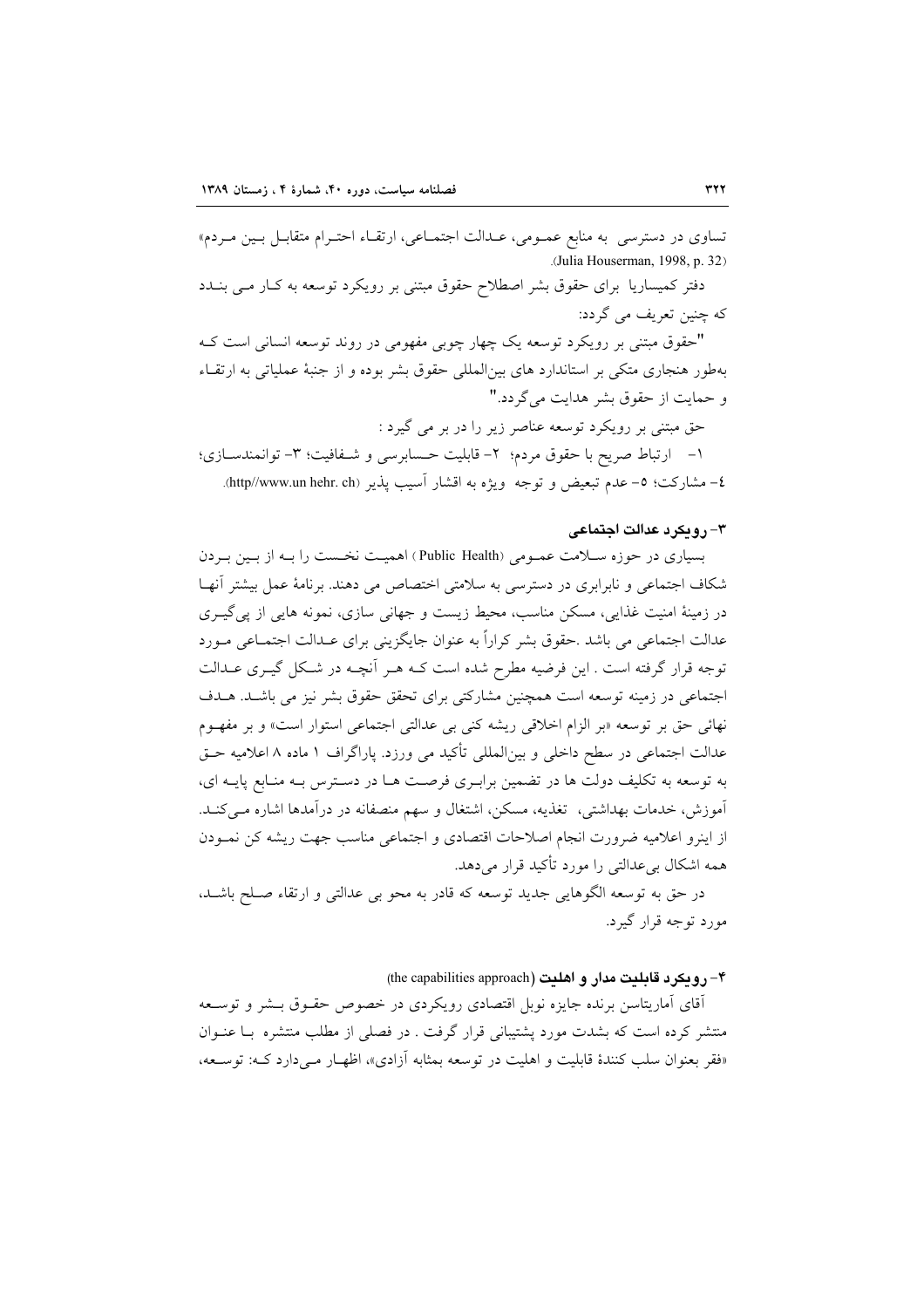تساوی در دسترسی به منابع عمومی، عدالت اجتماعی، ارتقاء احترام متقابل بین مردم» (Julia Houserman, 1998, p. 32).

دفتر کمیساریا برای حقوق بشر اصطلاح حقوق مبتنی بر رویکرد توسعه به کار می بندد که چنین تعریف می گردد:

"حقوق مبتنی بر رویکرد توسعه یک چهار چوبی مفهومی در روند توسعه انسانی است که به‌طور هنجاری متکی بر استاندارد های بین‌المللی حقوق بشر بوده و از جنبهٔ عملیاتی به ارتقاء و حمایت از حقوق بشر هدایت می‌گردد."

حق مبتنی بر رویکرد توسعه عناصر زیر را در بر می گیرد :

۱- ارتباط صریح با حقوق مردم؛ ۲- قابلیت حسابرسی و شفافیت؛ ۳- توانمندسازی؛ ٤- مشارکت؛ ٥- عدم تبعیض و توجه ویژه به اقشار آسیب پذیر (http//www.un hehr. ch).

### ۳- رویکرد عدالت اجتماعی

بسیاری در حوزه سلامت عمومی (Public Health) اهمیت نخست را به از بین بردن شکاف اجتماعی و نابرابری در دسترسی به سلامتی اختصاص می دهند. برنامهٔ عمل بیشتر آنها در زمینهٔ امنیت غذایی، مسکن مناسب، محیط زیست و جهانی سازی، نمونه هایی از پی‌گیری عدالت اجتماعی می باشد .حقوق بشر کراراً به عنوان جایگزینی برای عدالت اجتماعی مورد توجه قرار گرفته است . این فرضیه مطرح شده است که هر آنچه در شکل گیری عدالت اجتماعی در زمینه توسعه است همچنین مشارکتی برای تحقق حقوق بشر نیز می باشد. هدف نهائی حق بر توسعه «بر الزام اخلاقی ریشه کنی بی عدالتی اجتماعی استوار است» و بر مفهوم عدالت اجتماعی در سطح داخلی و بین‌المللی تأکید می ورزد. پاراگراف ۱ ماده ۸ اعلامیه حق به توسعه به تکلیف دولت ها در تضمین برابری فرصت ها در دسترس به منابع پایه ای، آموزش، خدمات بهداشتی، تغذیه، مسکن، اشتغال و سهم منصفانه در درآمدها اشاره می‌کند. از اینرو اعلامیه ضرورت انجام اصلاحات اقتصادی و اجتماعی مناسب جهت ریشه کن نمودن همه اشکال بی‌عدالتی را مورد تأکید قرار می‌دهد.

در حق به توسعه الگوهایی جدید توسعه که قادر به محو بی عدالتی و ارتقاء صلح باشد، مورد توجه قرار گیرد.

### ۴- رویکرد قابلیت مدار و اهلیت (the capabilities approach)

آقای آمارتیاسن برنده جایزه نوبل اقتصادی رویکردی در خصوص حقوق بشر و توسعه منتشر کرده است که بشدت مورد پشتیبانی قرار گرفت . در فصلی از مطلب منتشره با عنوان «فقر بعنوان سلب کنندهٔ قابلیت و اهلیت در توسعه بمثابه آزادی»، اظهار می‌دارد که: توسعه،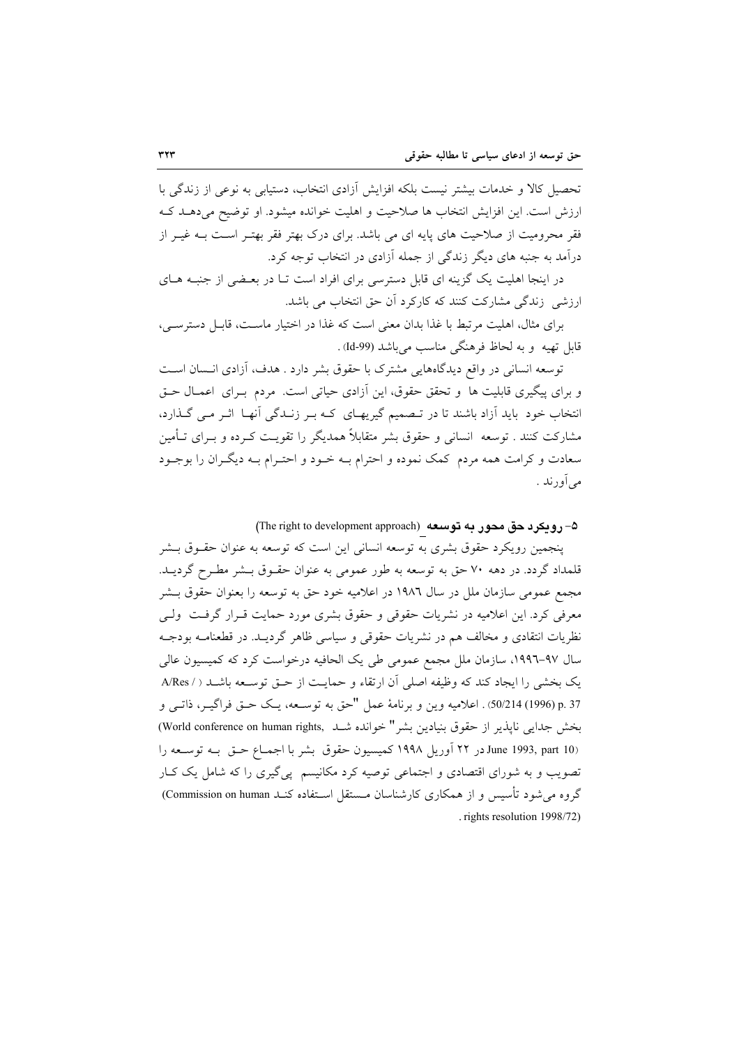تحصیل کالا و خدمات بیشتر نیست بلکه افزایش آزادی انتخاب، دستیابی به نوعی از زندگی با ارزش است. این افزایش انتخاب ها صلاحیت و اهلیت خوانده میشود. او توضیح می‌دهد که فقر محرومیت از صلاحیت های پایه ای می باشد. برای درک بهتر فقر بهتر است به غیر از درآمد به جنبه های دیگر زندگی از جمله آزادی در انتخاب توجه کرد.

در اینجا اهلیت یک گزینه ای قابل دسترسی برای افراد است تا در بعضی از جنبه های ارزشی زندگی مشارکت کنند که کارکرد آن حق انتخاب می باشد.

برای مثال، اهلیت مرتبط با غذا بدان معنی است که غذا در اختیار ماست، قابل دسترسی، قابل تهیه و به لحاظ فرهنگی مناسب می‌باشد (Id-99) .

توسعه انسانی در واقع دیدگاههایی مشترک با حقوق بشر دارد . هدف، آزادی انسان است و برای پیگیری قابلیت ها و تحقق حقوق، این آزادی حیاتی است. مردم برای اعمال حق انتخاب خود باید آزاد باشند تا در تصمیم گیریهای که بر زندگی آنها اثر می گذارد، مشارکت کنند . توسعه انسانی و حقوق بشر متقابلاً همدیگر را تقویت کرده و برای تأمین سعادت و کرامت همه مردم کمک نموده و احترام به خود و احترام به دیگران را بوجود می‌آورند .

### ۵- رویکرد حق محور به توسعه (The right to development approach)

پنجمین رویکرد حقوق بشری به توسعه انسانی این است که توسعه به عنوان حقوق بشر قلمداد گردد. در دهه ۷۰ حق به توسعه به طور عمومی به عنوان حقوق بشر مطرح گردید. مجمع عمومی سازمان ملل در سال ۱۹۸٦ در اعلامیه خود حق به توسعه را بعنوان حقوق بشر معرفی کرد. این اعلامیه در نشریات حقوقی و حقوق بشری مورد حمایت قرار گرفت ولی نظریات انتقادی و مخالف هم در نشریات حقوقی و سیاسی ظاهر گردید. در قطعنامه بودجه سال ۹۷-۱۹۹٦، سازمان ملل مجمع عمومی طی یک الحافیه درخواست کرد که کمیسیون عالی یک بخشی را ایجاد کند که وظیفه اصلی آن ارتقاء و حمایت از حق توسعه باشد ( / A/Res 50/214) (1996) p. 37) . اعلامیه وین و برنامهٔ عمل "حق به توسعه، یک حق فراگیر، ذاتی و بخش جدایی ناپذیر از حقوق بنیادین بشر" خوانده شد (World conference on human rights, June 1993, part 10) در ۲۲ آوریل ۱۹۹۸ کمیسیون حقوق بشر با اجماع حق به توسعه را تصویب و به شورای اقتصادی و اجتماعی توصیه کرد مکانیسم پی‌گیری را که شامل یک کار گروه می‌شود تأسیس و از همکاری کارشناسان مستقل استفاده کند (Commission on human rights resolution 1998/72) .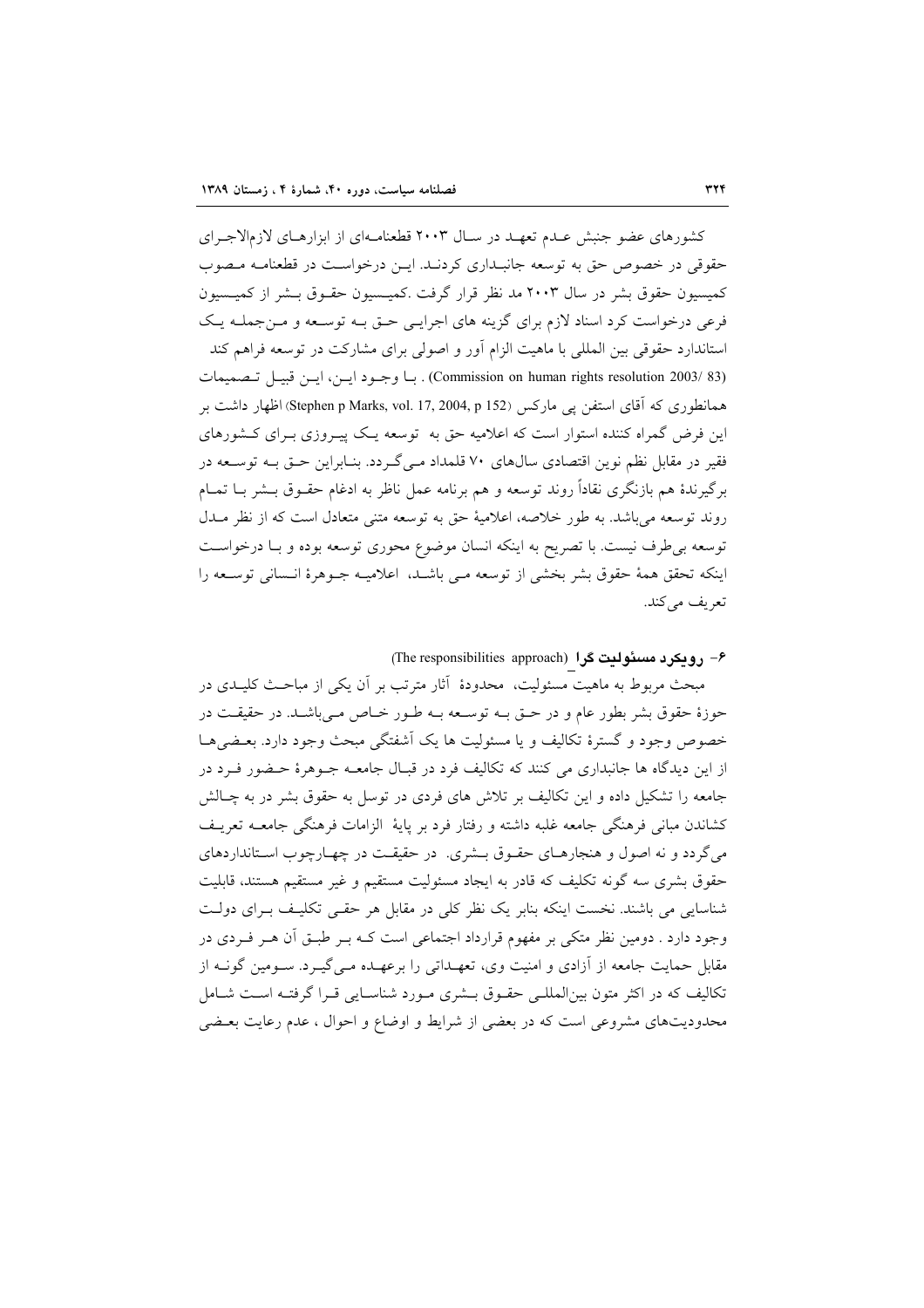کشورهای عضو جنبش عدم تعهد در سال ۲۰۰۳ قطعنامه‌ای از ابزارهای لازم‌الاجرای حقوقی در خصوص حق به توسعه جانبداری کردند. این درخواست در قطعنامه مصوب کمیسیون حقوق بشر در سال ۲۰۰۳ مد نظر قرار گرفت .کمیسیون حقوق بشر از کمیسیون فرعی درخواست کرد اسناد لازم برای گزینه های اجرایی حق به توسعه و من‌جمله یک استاندارد حقوقی بین المللی با ماهیت الزام آور و اصولی برای مشارکت در توسعه فراهم کند (Commission on human rights resolution 2003/ 83) . با وجود این، این قبیل تصمیمات همانطوری که آقای استفن پی مارکس (Stephen p Marks, vol. 17, 2004, p 152) اظهار داشت بر این فرض گمراه کننده استوار است که اعلامیه حق به توسعه یک پیروزی برای کشورهای فقیر در مقابل نظم نوین اقتصادی سال‌های ۷۰ قلمداد می‌گردد. بنابراین حق به توسعه در برگیرندهٔ هم بازنگری نقاداً روند توسعه و هم برنامه عمل ناظر به ادغام حقوق بشر با تمام روند توسعه می‌باشد. به طور خلاصه، اعلامیهٔ حق به توسعه متنی متعادل است که از نظر مدل توسعه بی‌طرف نیست. با تصریح به اینکه انسان موضوع محوری توسعه بوده و با درخواست اینکه تحقق همهٔ حقوق بشر بخشی از توسعه می باشد، اعلامیه جوهرهٔ انسانی توسعه را تعریف می‌کند.

## ۶- رویکرد مسئولیت گرا (The responsibilities approach)

مبحث مربوط به ماهیت مسئولیت، محدودهٔ آثار مترتب بر آن یکی از مباحث کلیدی در حوزهٔ حقوق بشر بطور عام و در حق به توسعه به طور خاص می‌باشد. در حقیقت در خصوص وجود و گسترهٔ تکالیف و یا مسئولیت ها یک آشفتگی مبحث وجود دارد. بعضی‌ها از این دیدگاه ها جانبداری می کنند که تکالیف فرد در قبال جامعه جوهرهٔ حضور فرد در جامعه را تشکیل داده و این تکالیف بر تلاش های فردی در توسل به حقوق بشر در به چالش کشاندن مبانی فرهنگی جامعه غلبه داشته و رفتار فرد بر پایهٔ الزامات فرهنگی جامعه تعریف می‌گردد و نه اصول و هنجارهای حقوق بشری. در حقیقت در چهارچوب استانداردهای حقوق بشری سه گونه تکلیف که قادر به ایجاد مسئولیت مستقیم و غیر مستقیم هستند، قابلیت شناسایی می باشند. نخست اینکه بنابر یک نظر کلی در مقابل هر حقی تکلیف برای دولت وجود دارد . دومین نظر متکی بر مفهوم قرارداد اجتماعی است که بر طبق آن هر فردی در مقابل حمایت جامعه از آزادی و امنیت وی، تعهداتی را برعهده می‌گیرد. سومین گونه از تکالیف که در اکثر متون بین‌المللی حقوق بشری مورد شناسایی قرا گرفته است شامل محدودیت‌های مشروعی است که در بعضی از شرایط و اوضاع و احوال ، عدم رعایت بعضی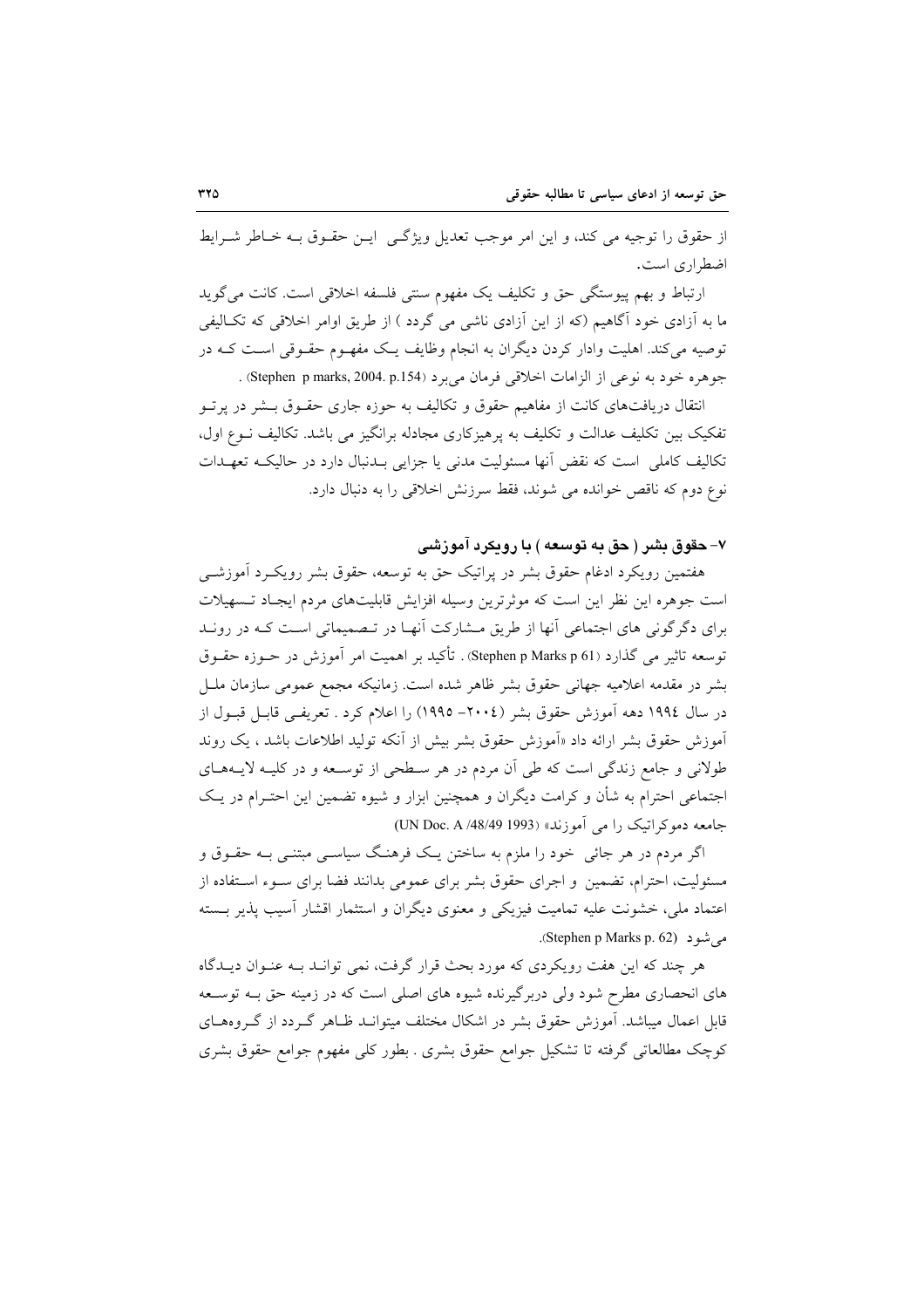از حقوق را توجیه می کند، و این امر موجب تعدیل ویژگـی ایـن حقـوق بـه خـاطر شـرایط اضطراری است.

ارتباط و بهم پیوستگی حق و تکلیف یک مفهوم سنتی فلسفه اخلاقی است. کانت می‌گوید ما به آزادی خود آگاهیم (که از این آزادی ناشی می گردد ) از طریق اوامر اخلاقی که تکـالیفی توصیه می‌کند. اهلیت وادار کردن دیگران به انجام وظایف یـک مفهـوم حقـوقی اسـت کـه در جوهره خود به نوعی از الزامات اخلاقی فرمان می‌برد (Stephen p marks, 2004. p.154) .

انتقال دریافت‌های کانت از مفاهیم حقوق و تکالیف به حوزه جاری حقـوق بـشر در پرتـو تفکیک بین تکلیف عدالت و تکلیف به پرهیزکاری مجادله برانگیز می باشد. تکالیف نـوع اول، تکالیف کاملی است که نقض آنها مسئولیت مدنی یا جزایی بـدنبال دارد در حالیکـه تعهـدات نوع دوم که ناقص خوانده می شوند، فقط سرزنش اخلاقی را به دنبال دارد.

## ۷- حقوق بشر ( حق به توسعه ) با رویکرد آموزشی

هفتمین رویکرد ادغام حقوق بشر در پراتیک حق به توسعه، حقوق بشر رویکـرد آموزشـی است جوهره این نظر این است که موثرترین وسیله افزایش قابلیت‌های مردم ایجـاد تـسهیلات برای دگرگونی های اجتماعی آنها از طریق مـشارکت آنهـا در تـصمیماتی اسـت کـه در رونـد توسعه تاثیر می گذارد (Stephen p Marks p 61) . تأکید بر اهمیت امر آموزش در حـوزه حقـوق بشر در مقدمه اعلامیه جهانی حقوق بشر ظاهر شده است. زمانیکه مجمع عمومی سازمان ملـل در سال ۱۹۹٤ دهه آموزش حقوق بشر (۲۰۰٤– ۱۹۹۵) را اعلام کرد . تعریفـی قابـل قبـول از آموزش حقوق بشر ارائه داد «آموزش حقوق بشر بیش از آنکه تولید اطلاعات باشد ، یک روند طولانی و جامع زندگی است که طی آن مردم در هر سـطحی از توسـعه و در کلیـه لایـه‌هـای اجتماعی احترام به شأن و کرامت دیگران و همچنین ابزار و شیوه تضمین این احتـرام در یـک جامعه دموکراتیک را می آموزند» (UN Doc. A /48/49 1993)

اگر مردم در هر جائی خود را ملزم به ساختن یـک فرهنـگ سیاسـی مبتنـی بـه حقـوق و مسئولیت، احترام، تضمین و اجرای حقوق بشر برای عمومی بدانند فضا برای سـوء اسـتفاده از اعتماد ملی، خشونت علیه تمامیت فیزیکی و معنوی دیگران و استثمار اقشار آسیب پذیر بـسته می‌شود (Stephen p Marks p. 62).

هر چند که این هفت رویکردی که مورد بحث قرار گرفت، نمی توانـد بـه عنـوان دیـدگاه های انحصاری مطرح شود ولی دربرگیرنده شیوه های اصلی است که در زمینه حق بـه توسـعه قابل اعمال میباشد. آموزش حقوق بشر در اشکال مختلف میتوانـد ظـاهر گـردد از گـروه‌هـای کوچک مطالعاتی گرفته تا تشکیل جوامع حقوق بشری . بطور کلی مفهوم جوامع حقوق بشری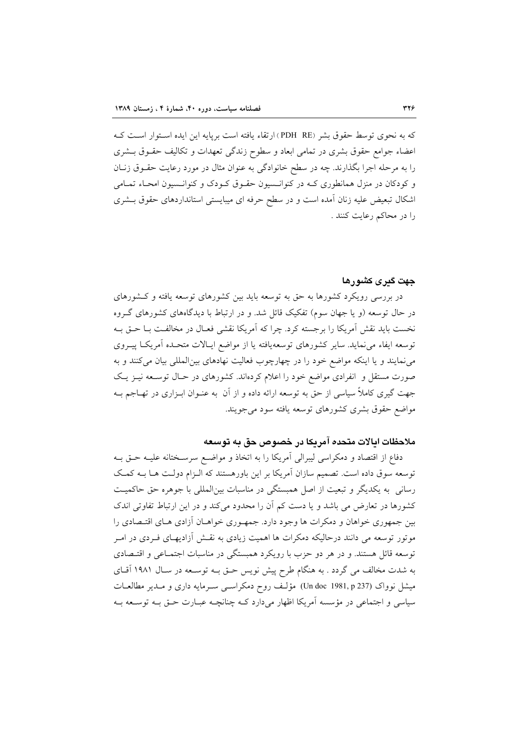که به نحوی توسط حقوق بشر (PDH RE) ارتقاء یافته است برپایه این ایده استوار است کـه اعضاء جوامع حقوق بشری در تمامی ابعاد و سطوح زندگی تعهدات و تکالیف حقـوق بـشری را به مرحله اجرا بگذارند. چه در سطح خانوادگی به عنوان مثال در مورد رعایت حقـوق زنـان و کودکان در منزل همانطوری کـه در کنوانـسیون حقـوق کـودک و کنوانـسیون امحـاء تمـامی اشکال تبعیض علیه زنان آمده است و در سطح حرفه ای میبایستی استانداردهای حقوق بـشری را در محاکم رعایت کنند .

## جهت گیری کشورها

در بررسی رویکرد کشورها به حق به توسعه باید بین کشورهای توسعه یافته و کـشورهای در حال توسعه (و یا جهان سوم) تفکیک قائل شد. و در ارتباط با دیدگاههای کشورهای گـروه نخست باید نقش آمریکا را برجسته کرد. چرا که آمریکا نقشی فعـال در مخالفـت بـا حـق بـه توسعه ایفاء می‌نماید. سایر کشورهای توسعه‌یافته یا از مواضع ایـالات متحـده آمریکـا پیـروی می‌نمایند و یا اینکه مواضع خود را در چهارچوب فعالیت نهادهای بین‌المللی بیان می‌کنند و به صورت مستقل و انفرادی مواضع خود را اعلام کرده‌اند. کشورهای در حـال توسـعه نیـز یـک جهت گیری کاملاً سیاسی از حق به توسعه ارائه داده و از آن به عنـوان ابـزاری در تهـاجم بـه مواضع حقوق بشری کشورهای توسعه یافته سود می‌جویند.

## ملاحظات ایالات متحده آمریکا در خصوص حق به توسعه

دفاع از اقتصاد و دمکراسی لیبرالی آمریکا را به اتخاذ و مواضـع سرسـختانه علیـه حـق بـه توسعه سوق داده است. تصمیم سازان آمریکا بر این باورهستند که الـزام دولـت هـا بـه کمـک رسانی به یکدیگر و تبعیت از اصل همبستگی در مناسبات بین‌المللی با جوهره حق حاکمیـت کشورها در تعارض می باشد و یا دست کم آن را محدود می‌کند و در این ارتباط تفاوتی اندک بین جمهوری خواهان و دمکرات ها وجود دارد. جمهـوری خواهـان آزادی هـای اقتـصادی را موتور توسعه می دانند درحالیکه دمکرات ها اهمیت زیادی به نقـش آزادیهـای فـردی در امـر توسعه قائل هستند. و در هر دو حزب با رویکرد همبستگی در مناسبات اجتمـاعی و اقتـصادی به شدت مخالف می گردد . به هنگام طرح پیش نویس حـق بـه توسـعه در سـال ۱۹۸۱ آقـای میشل نوواک (Un doc 1981, p 237) مؤلـف روح دمکراسـی سـرمایه داری و مـدیر مطالعـات سیاسی و اجتماعی در مؤسسه آمریکا اظهار می‌دارد کـه چنانچـه عبـارت حـق بـه توسـعه بـه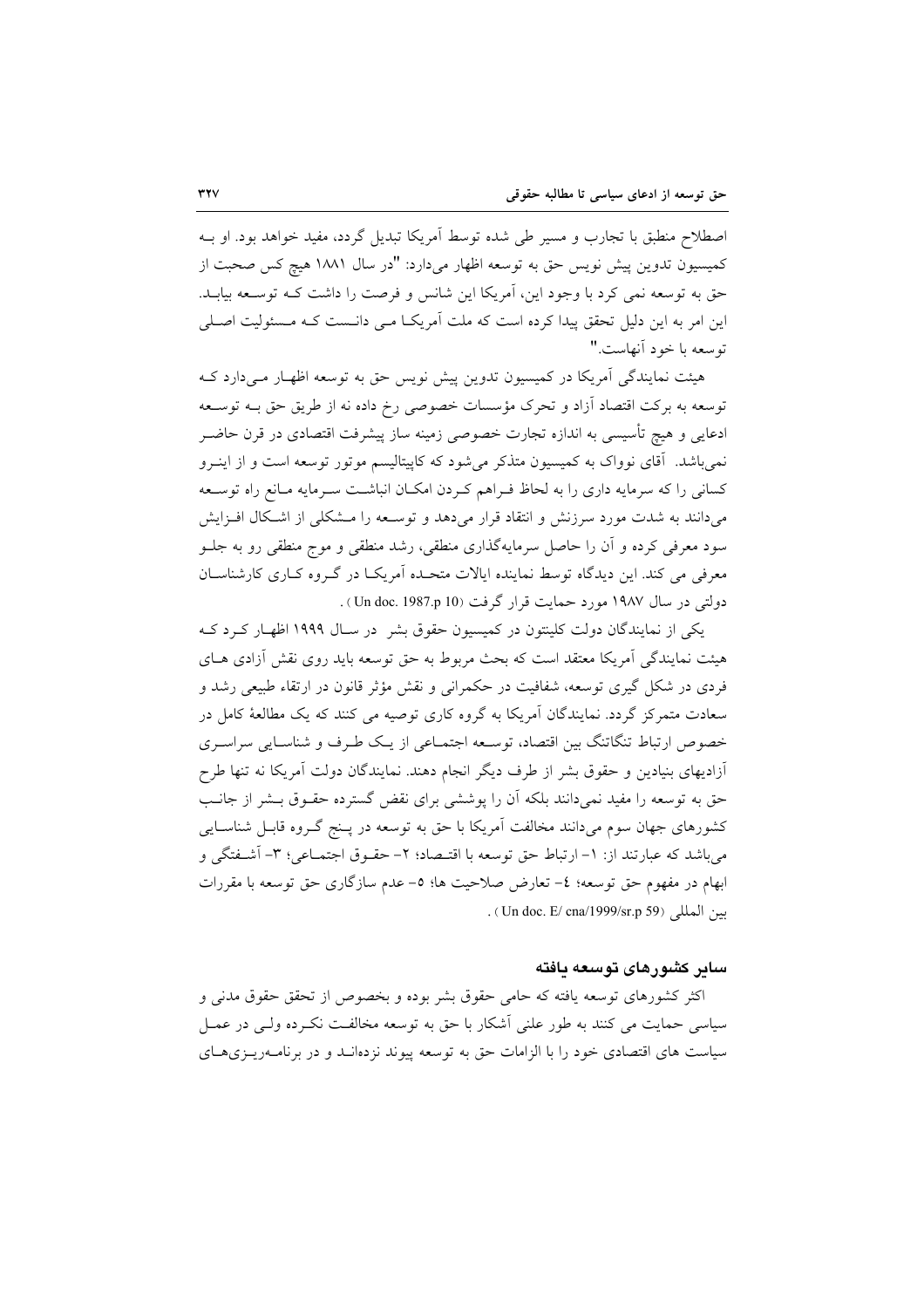اصطلاح منطبق با تجارب و مسیر طی شده توسط آمریکا تبدیل گردد، مفید خواهد بود. او بـه کمیسیون تدوین پیش نویس حق به توسعه اظهار می‌دارد: "در سال ۱۸۸۱ هیچ کس صحبت از حق به توسعه نمی کرد با وجود این، آمریکا این شانس و فرصت را داشت کـه توسـعه بیابـد. این امر به این دلیل تحقق پیدا کرده است که ملت آمریکـا مـی دانـست کـه مـسئولیت اصـلی توسعه با خود آنهاست."

هیئت نمایندگی آمریکا در کمیسیون تدوین پیش نویس حق به توسعه اظهـار مـی‌دارد کـه توسعه به برکت اقتصاد آزاد و تحرک مؤسسات خصوصی رخ داده نه از طریق حق بـه توسـعه ادعایی و هیچ تأسیسی به اندازه تجارت خصوصی زمینه ساز پیشرفت اقتصادی در قرن حاضـر نمی‌باشد. آقای نوواک به کمیسیون متذکر می‌شود که کاپیتالیسم موتور توسعه است و از اینـرو کسانی را که سرمایه داری را به لحاظ فـراهم کـردن امکـان انباشـت سـرمایه مـانع راه توسـعه می‌دانند به شدت مورد سرزنش و انتقاد قرار می‌دهد و توسـعه را مـشکلی از اشـکال افـزایش سود معرفی کرده و آن را حاصل سرمایه‌گذاری منطقی، رشد منطقی و موج منطقی رو به جلـو معرفی می کند. این دیدگاه توسط نماینده ایالات متحـده آمریکـا در گـروه کـاری کارشناسـان دولتی در سال ۱۹۸۷ مورد حمایت قرار گرفت (Un doc. 1987.p 10) .

یکی از نمایندگان دولت کلینتون در کمیسیون حقوق بشر در سـال ۱۹۹۹ اظهـار کـرد کـه هیئت نمایندگی آمریکا معتقد است که بحث مربوط به حق توسعه باید روی نقش آزادی هـای فردی در شکل گیری توسعه، شفافیت در حکمرانی و نقش مؤثر قانون در ارتقاء طبیعی رشد و سعادت متمرکز گردد. نمایندگان آمریکا به گروه کاری توصیه می کنند که یک مطالعهٔ کامل در خصوص ارتباط تنگاتنگ بین اقتصاد، توسـعه اجتمـاعی از یـک طـرف و شناسـایی سراسـری آزادیهای بنیادین و حقوق بشر از طرف دیگر انجام دهند. نمایندگان دولت آمریکا نه تنها طرح حق به توسعه را مفید نمی‌دانند بلکه آن را پوششی برای نقض گسترده حقـوق بـشر از جانـب کشورهای جهان سوم می‌دانند مخالفت آمریکا با حق به توسعه در پـنج گـروه قابـل شناسـایی می‌باشد که عبارتند از: ۱- ارتباط حق توسعه با اقتـصاد؛ ۲- حقـوق اجتمـاعی؛ ۳- آشـفتگی و ابهام در مفهوم حق توسعه؛ ٤- تعارض صلاحیت ها؛ ٥- عدم سازگاری حق توسعه با مقررات بین المللی (Un doc. E/ cna/1999/sr.p 59) .

## سایر کشورهای توسعه یافته

اکثر کشورهای توسعه یافته که حامی حقوق بشر بوده و بخصوص از تحقق حقوق مدنی و سیاسی حمایت می کنند به طور علنی آشکار با حق به توسعه مخالفـت نکـرده ولـی در عمـل سیاست های اقتصادی خود را با الزامات حق به توسعه پیوند نزده‌انـد و در برنامـه‌ریـزی‌هـای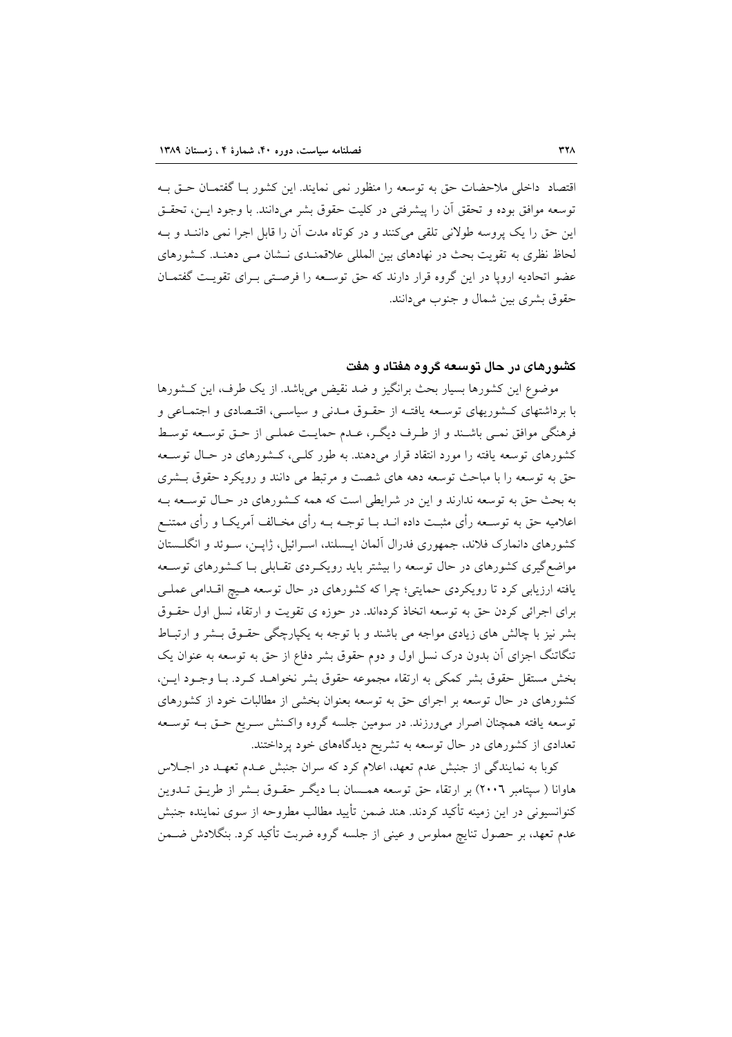اقتصاد داخلی ملاحضات حق به توسعه را منظور نمی نمایند. این کشور بـا گفتمـان حـق بـه توسعه موافق بوده و تحقق آن را پیشرفتی در کلیت حقوق بشر می‌دانند. با وجود ایـن، تحقـق این حق را یک پروسه طولانی تلقی می‌کنند و در کوتاه مدت آن را قابل اجرا نمی داننـد و بـه لحاظ نظری به تقویت بحث در نهادهای بین المللی علاقمنـدی نـشان مـی دهنـد. کـشورهای عضو اتحادیه اروپا در این گروه قرار دارند که حق توسـعه را فرصـتی بـرای تقویـت گفتمـان حقوق بشری بین شمال و جنوب می‌دانند.

### کشورهای در حال توسعه گروه هفتاد و هفت

موضوع این کشورها بسیار بحث برانگیز و ضد نقیض می‌باشد. از یک طرف، این کـشورها با برداشتهای کـشوریهای توسـعه یافتـه از حقـوق مـدنی و سیاسـی، اقتـصادی و اجتمـاعی و فرهنگی موافق نمـی باشـند و از طـرف دیگـر، عـدم حمایـت عملـی از حـق توسـعه توسـط کشورهای توسعه یافته را مورد انتقاد قرار می‌دهند. به طور کلـی، کـشورهای در حـال توسـعه حق به توسعه را با مباحث توسعه دهه های شصت و مرتبط می دانند و رویکرد حقوق بـشری به بحث حق به توسعه ندارند و این در شرایطی است که همه کـشورهای در حـال توسـعه بـه اعلامیه حق به توسـعه رأی مثبـت داده انـد بـا توجـه بـه رأی مخـالف آمریکـا و رأی ممتنـع کشورهای دانمارک فلاند، جمهوری فدرال آلمان ایـسلند، اسـرائیل، ژاپـن، سـوئد و انگلـستان مواضع‌گیری کشورهای در حال توسعه را بیشتر باید رویکـردی تقـابلی بـا کـشورهای توسـعه یافته ارزیابی کرد تا رویکردی حمایتی؛ چرا که کشورهای در حال توسعه هـیچ اقـدامی عملـی برای اجرائی کردن حق به توسعه اتخاذ کرده‌اند. در حوزه ی تقویت و ارتقاء نسل اول حقـوق بشر نیز با چالش های زیادی مواجه می باشند و با توجه به یکپارچگی حقـوق بـشر و ارتبـاط تنگاتنگ اجزای آن بدون درک نسل اول و دوم حقوق بشر دفاع از حق به توسعه به عنوان یک بخش مستقل حقوق بشر کمکی به ارتقاء مجموعه حقوق بشر نخواهـد کـرد. بـا وجـود ایـن، کشورهای در حال توسعه بر اجرای حق به توسعه بعنوان بخشی از مطالبات خود از کشورهای توسعه یافته همچنان اصرار می‌ورزند. در سومین جلسه گروه واکـنش سـریع حـق بـه توسـعه تعدادی از کشورهای در حال توسعه به تشریح دیدگاه‌های خود پرداختند.

کوبا به نمایندگی از جنبش عدم تعهد، اعلام کرد که سران جنبش عـدم تعهـد در اجـلاس هاوانا ( سپتامبر ۲۰۰۶) بر ارتقاء حق توسعه همـسان بـا دیگـر حقـوق بـشر از طریـق تـدوین کنوانسیونی در این زمینه تأکید کردند. هند ضمن تأیید مطالب مطروحه از سوی نماینده جنبش عدم تعهد، بر حصول نتایج مملوس و عینی از جلسه گروه ضربت تأکید کرد. بنگلادش ضـمن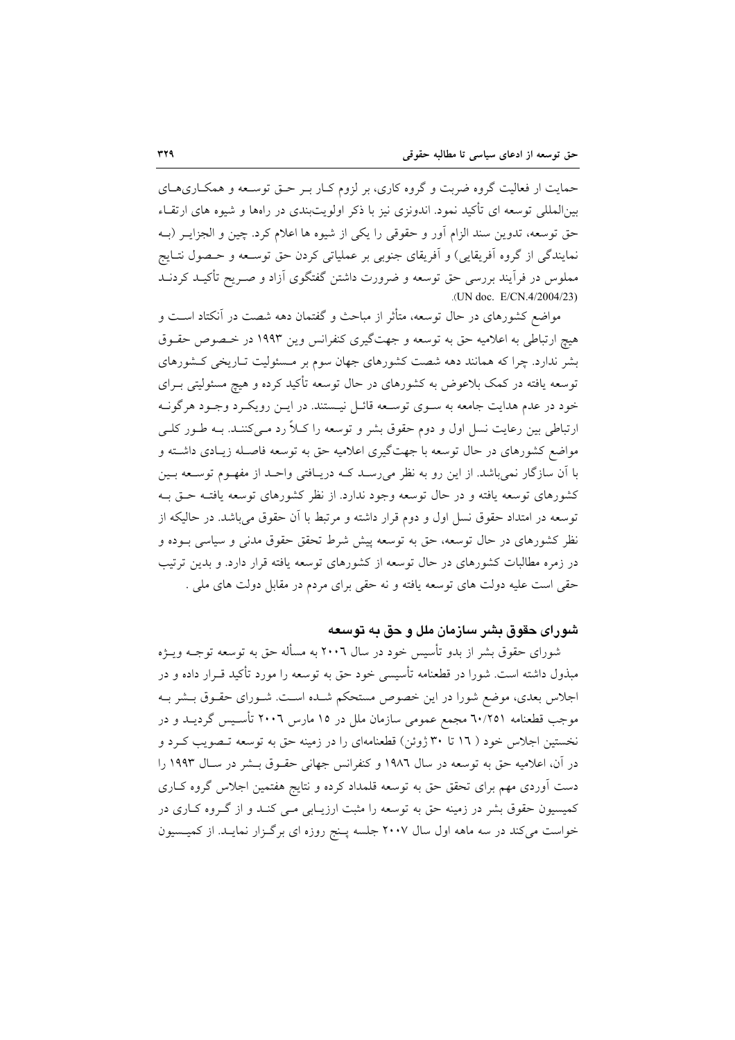حمایت ار فعالیت گروه ضربت و گروه کاری، بر لزوم کـار بـر حـق توسـعه و همکـاری‌هـای بین‌المللی توسعه ای تأکید نمود. اندونزی نیز با ذکر اولویت‌بندی در راهها و شیوه های ارتقـاء حق توسعه، تدوین سند الزام آور و حقوقی را یکی از شیوه ها اعلام کرد. چین و الجزایـر (بـه نمایندگی از گروه آفریقایی) و آفریقای جنوبی بر عملیاتی کردن حق توسـعه و حـصول نتـایج مملوس در فرآیند بررسی حق توسعه و ضرورت داشتن گفتگوی آزاد و صـریح تأکیـد کردنـد (UN doc. E/CN.4/2004/23).

مواضع کشورهای در حال توسعه، متأثر از مباحث و گفتمان دهه شصت در آنکتاد اسـت و هیچ ارتباطی به اعلامیه حق به توسعه و جهت‌گیری کنفرانس وین ۱۹۹۳ در خـصوص حقـوق بشر ندارد. چرا که همانند دهه شصت کشورهای جهان سوم بر مـسئولیت تـاریخی کـشورهای توسعه یافته در کمک بلاعوض به کشورهای در حال توسعه تأکید کرده و هیچ مسئولیتی بـرای خود در عدم هدایت جامعه به سـوی توسـعه قائـل نیـستند. در ایـن رویکـرد وجـود هرگونـه ارتباطی بین رعایت نسل اول و دوم حقوق بشر و توسعه را کـلاً رد مـی‌کننـد. بـه طـور کلـی مواضع کشورهای در حال توسعه با جهت‌گیری اعلامیه حق به توسعه فاصـله زیـادی داشـته و با آن سازگار نمی‌باشد. از این رو به نظر می‌رسـد کـه دریـافتی واحـد از مفهـوم توسـعه بـین کشورهای توسعه یافته و در حال توسعه وجود ندارد. از نظر کشورهای توسعه یافتـه حـق بـه توسعه در امتداد حقوق نسل اول و دوم قرار داشته و مرتبط با آن حقوق می‌باشد. در حالیکه از نظر کشورهای در حال توسعه، حق به توسعه پیش شرط تحقق حقوق مدنی و سیاسی بـوده و در زمره مطالبات کشورهای در حال توسعه از کشورهای توسعه یافته قرار دارد. و بدین ترتیب حقی است علیه دولت های توسعه یافته و نه حقی برای مردم در مقابل دولت های ملی .

## شورای حقوق بشر سازمان ملل و حق به توسعه

شورای حقوق بشر از بدو تأسیس خود در سال ۲۰۰٦ به مسأله حق به توسعه توجـه ویـژه مبذول داشته است. شورا در قطعنامه تأسیسی خود حق به توسعه را مورد تأکید قـرار داده و در اجلاس بعدی، موضع شورا در این خصوص مستحکم شـده اسـت. شـورای حقـوق بـشر بـه موجب قطعنامه ٦٠/٢٥١ مجمع عمومی سازمان ملل در ١۵ مارس ۲۰۰٦ تأسـیس گردیـد و در نخستین اجلاس خود ( ١٦ تا ٣٠ ژوئن) قطعنامه‌ای را در زمینه حق به توسعه تـصویب کـرد و در آن، اعلامیه حق به توسعه در سال ١٩٨٦ و کنفرانس جهانی حقـوق بـشر در سـال ١٩٩٣ را دست آوردی مهم برای تحقق حق به توسعه قلمداد کرده و نتایج هفتمین اجلاس گروه کـاری کمیسیون حقوق بشر در زمینه حق به توسعه را مثبت ارزیـابی مـی کنـد و از گـروه کـاری در خواست می‌کند در سه ماهه اول سال ٢٠٠٧ جلسه پـنج روزه ای برگـزار نمایـد. از کمیـسیون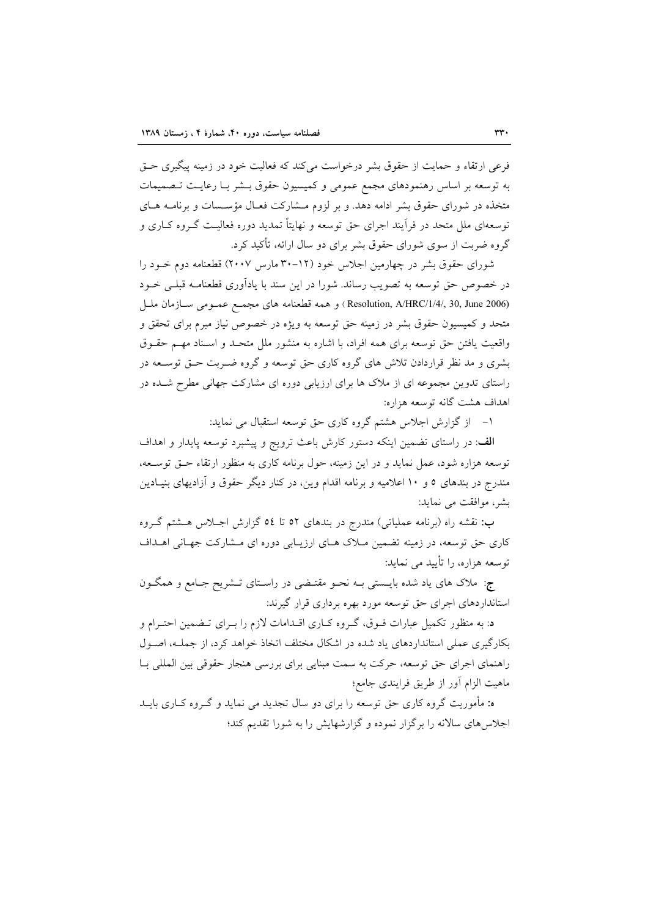فرعی ارتقاء و حمایت از حقوق بشر درخواست می‌کند که فعالیت خود در زمینه پیگیری حق به توسعه بر اساس رهنمودهای مجمع عمومی و کمیسیون حقوق بشر با رعایت تصمیمات متخذه در شورای حقوق بشر ادامه دهد. و بر لزوم مشارکت فعال مؤسسات و برنامه های توسعه‌ای ملل متحد در فرآیند اجرای حق توسعه و نهایتاً تمدید دوره فعالیت گروه کاری و گروه ضربت از سوی شورای حقوق بشر برای دو سال ارائه، تأکید کرد.

شورای حقوق بشر در چهارمین اجلاس خود (۱۲-۳۰ مارس ۲۰۰۷) قطعنامه دوم خود را در خصوص حق توسعه به تصویب رساند. شورا در این سند با یادآوری قطعنامه قبلی خود (Resolution, A/HRC/1/4/, 30, June 2006) و همه قطعنامه های مجمع عمومی سازمان ملل متحد و کمیسیون حقوق بشر در زمینه حق توسعه به ویژه در خصوص نیاز مبرم برای تحقق و واقعیت یافتن حق توسعه برای همه افراد، با اشاره به منشور ملل متحد و اسناد مهم حقوق بشری و مد نظر قراردادن تلاش های گروه کاری حق توسعه و گروه ضربت حق توسعه در راستای تدوین مجموعه ای از ملاک ها برای ارزیابی دوره ای مشارکت جهانی مطرح شده در اهداف هشت گانه توسعه هزاره:

۱- از گزارش اجلاس هشتم گروه کاری حق توسعه استقبال می نماید:

**الف**: در راستای تضمین اینکه دستور کارش باعث ترویج و پیشبرد توسعه پایدار و اهداف توسعه هزاره شود، عمل نماید و در این زمینه، حول برنامه کاری به منظور ارتقاء حق توسعه، مندرج در بندهای ۵ و ۱۰ اعلامیه و برنامه اقدام وین، در کنار دیگر حقوق و آزادیهای بنیادین بشر، موافقت می نماید:

**ب**: نقشه راه (برنامه عملیاتی) مندرج در بندهای ۵۲ تا ٥٤ گزارش اجلاس هشتم گروه کاری حق توسعه، در زمینه تضمین ملاک های ارزیابی دوره ای مشارکت جهانی اهداف توسعه هزاره، را تأیید می نماید:

**ج**: ملاک های یاد شده بایستی به نحو مقتضی در راستای تشریح جامع و همگون استانداردهای اجرای حق توسعه مورد بهره برداری قرار گیرند:

**د**: به منظور تکمیل عبارات فوق، گروه کاری اقدامات لازم را برای تضمین احترام و بکارگیری عملی استانداردهای یاد شده در اشکال مختلف اتخاذ خواهد کرد، از جمله، اصول راهنمای اجرای حق توسعه، حرکت به سمت مبنایی برای بررسی هنجار حقوقی بین المللی با ماهیت الزام آور از طریق فرایندی جامع؛

**ه**: مأموریت گروه کاری حق توسعه را برای دو سال تجدید می نماید و گروه کاری باید اجلاس‌های سالانه را برگزار نموده و گزارشهایش را به شورا تقدیم کند؛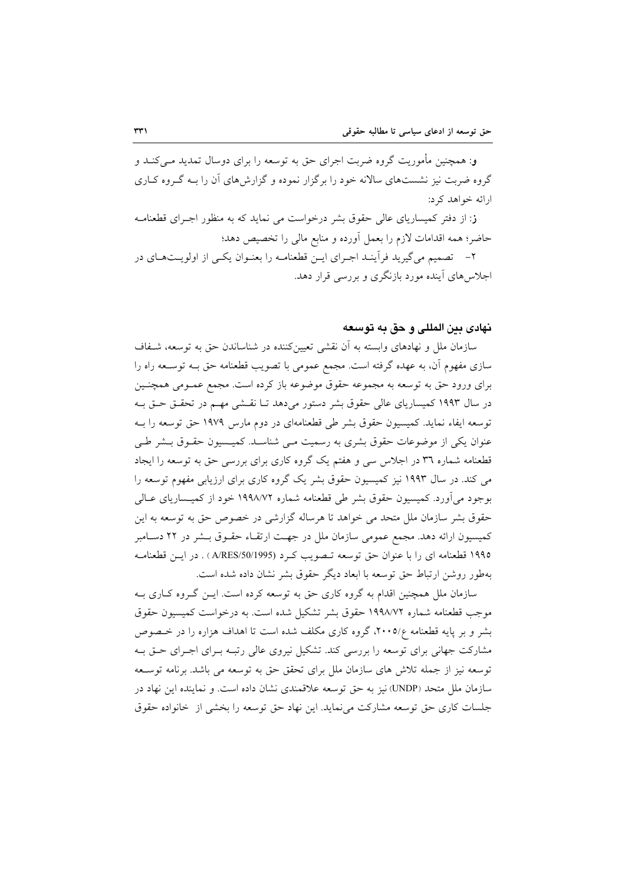**و**: همچنین مأموریت گروه ضربت اجرای حق به توسعه را برای دوسال تمدید مـی‌کنـد و گروه ضربت نیز نشست‌های سالانه خود را برگزار نموده و گزارش‌های آن را بـه گـروه کـاری ارائه خواهد کرد:

**ز**: از دفتر کمیساریای عالی حقوق بشر درخواست می نماید که به منظور اجـرای قطعنامـه حاضر؛ همه اقدامات لازم را بعمل آورده و منابع مالی را تخصیص دهد؛

۲- تصمیم می‌گیرد فرآینـد اجـرای ایـن قطعنامـه را بعنـوان یکـی از اولویـت‌هـای در اجلاس‌های آینده مورد بازنگری و بررسی قرار دهد.

## نهادی بین المللی و حق به توسعه

سازمان ملل و نهادهای وابسته به آن نقشی تعیین‌کننده در شناساندن حق به توسعه، شـفاف سازی مفهوم آن، به عهده گرفته است. مجمع عمومی با تصویب قطعنامه حق بـه توسـعه راه را برای ورود حق به توسعه به مجموعه حقوق موضوعه باز کرده است. مجمع عمـومی همچنـین در سال ۱۹۹۳ کمیساریای عالی حقوق بشر دستور می‌دهد تـا نقـشی مهـم در تحقـق حـق بـه توسعه ایفاء نماید. کمیسیون حقوق بشر طی قطعنامه‌ای در دوم مارس ۱۹۷۹ حق توسعه را بـه عنوان یکی از موضوعات حقوق بشری به رسمیت مـی شناسـد. کمیـسیون حقـوق بـشر طـی قطعنامه شماره ۳٦ در اجلاس سی و هفتم یک گروه کاری برای بررسی حق به توسعه را ایجاد می کند. در سال ۱۹۹۳ نیز کمیسیون حقوق بشر یک گروه کاری برای ارزیابی مفهوم توسعه را بوجود می‌آورد. کمیسیون حقوق بشر طی قطعنامه شماره ۱۹۹۸/۷۲ خود از کمیـساریای عـالی حقوق بشر سازمان ملل متحد می خواهد تا هرساله گزارشی در خصوص حق به توسعه به این کمیسیون ارائه دهد. مجمع عمومی سازمان ملل در جهـت ارتقـاء حقـوق بـشر در ۲۲ دسـامبر ۱۹۹۵ قطعنامه ای را با عنوان حق توسعه تـصویب کـرد (A/RES/50/1995) . در ایـن قطعنامـه به‌طور روشن ارتباط حق توسعه با ابعاد دیگر حقوق بشر نشان داده شده است.

سازمان ملل همچنین اقدام به گروه کاری حق به توسعه کرده است. ایـن گـروه کـاری بـه موجب قطعنامه شماره ۱۹۹۸/۷۲ حقوق بشر تشکیل شده است. به درخواست کمیسیون حقوق بشر و بر پایه قطعنامه ع/۲۰۰۵، گروه کاری مکلف شده است تا اهداف هزاره را در خـصوص مشارکت جهانی برای توسعه را بررسی کند. تشکیل نیروی عالی رتبـه بـرای اجـرای حـق بـه توسعه نیز از جمله تلاش های سازمان ملل برای تحقق حق به توسعه می باشد. برنامه توسـعه سازمان ملل متحد (UNDP) نیز به حق توسعه علاقمندی نشان داده است. و نماینده این نهاد در جلسات کاری حق توسعه مشارکت می‌نماید. این نهاد حق توسعه را بخشی از خانواده حقوق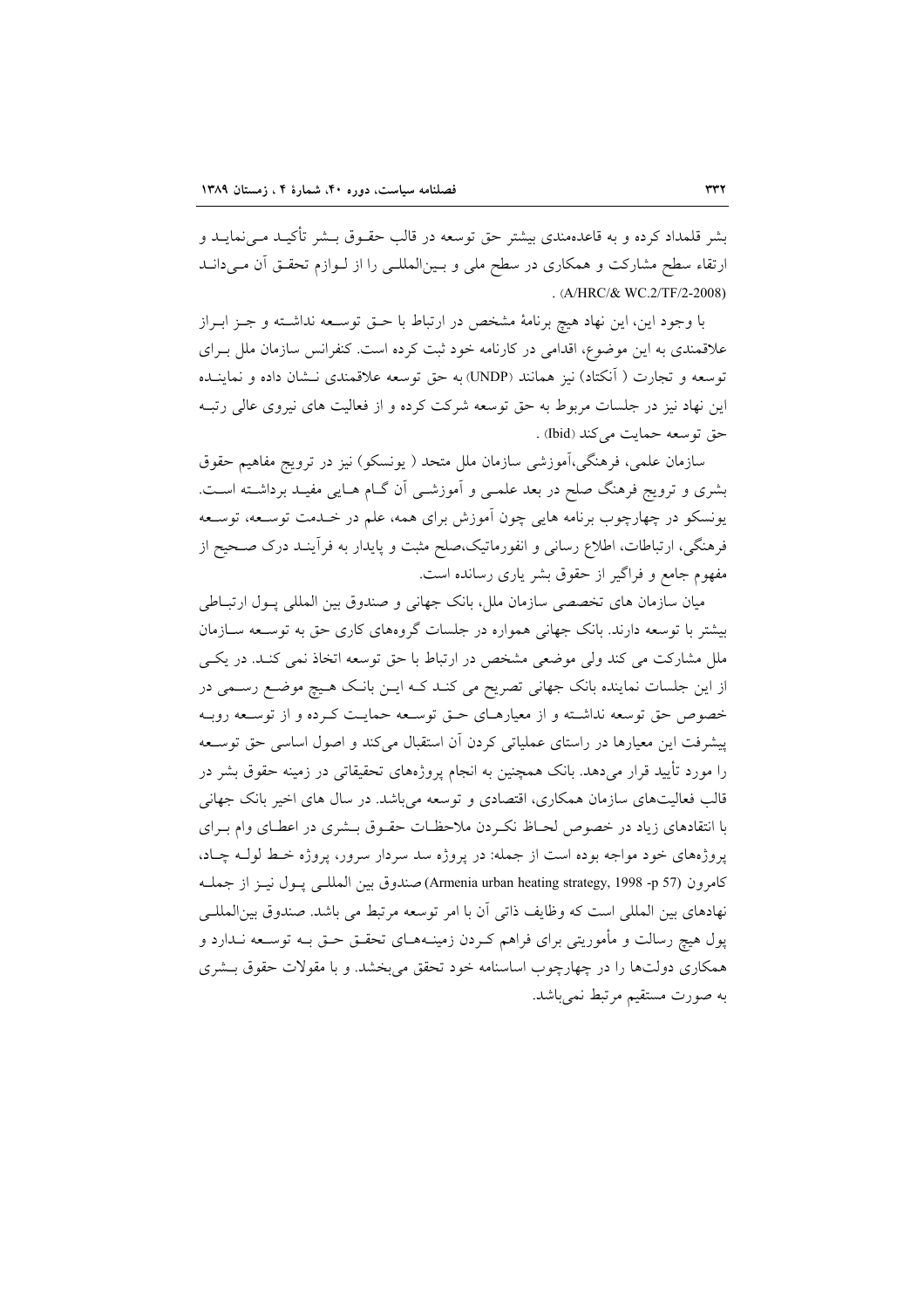بشر قلمداد کرده و به قاعده‌مندی بیشتر حق توسعه در قالب حقـوق بـشر تأکیـد مـی‌نمایـد و ارتقاء سطح مشارکت و همکاری در سطح ملی و بـین‌المللـی را از لـوازم تحقـق آن مـی‌دانـد (A/HRC/& WC.2/TF/2-2008) .

با وجود این، این نهاد هیچ برنامهٔ مشخص در ارتباط با حـق توسـعه نداشـته و جـز ابـراز علاقمندی به این موضوع، اقدامی در کارنامه خود ثبت کرده است. کنفرانس سازمان ملل بـرای توسعه و تجارت ( آنکتاد) نیز همانند (UNDP) به حق توسعه علاقمندی نـشان داده و نماینـده این نهاد نیز در جلسات مربوط به حق توسعه شرکت کرده و از فعالیت های نیروی عالی رتبـه حق توسعه حمایت می‌کند (Ibid) .

سازمان علمی، فرهنگی،آموزشی سازمان ملل متحد ( یونسکو) نیز در ترویج مفاهیم حقوق بشری و ترویج فرهنگ صلح در بعد علمـی و آموزشـی آن گـام هـایی مفیـد برداشـته اسـت. یونسکو در چهارچوب برنامه هایی چون آموزش برای همه، علم در خـدمت توسـعه، توسـعه فرهنگی، ارتباطات، اطلاع رسانی و انفورماتیک،صلح مثبت و پایدار به فرآینـد درک صـحیح از مفهوم جامع و فراگیر از حقوق بشر یاری رسانده است.

میان سازمان های تخصصی سازمان ملل، بانک جهانی و صندوق بین المللی پـول ارتبـاطی بیشتر با توسعه دارند. بانک جهانی همواره در جلسات گروه‌های کاری حق به توسـعه سـازمان ملل مشارکت می کند ولی موضعی مشخص در ارتباط با حق توسعه اتخاذ نمی کنـد. در یکـی از این جلسات نماینده بانک جهانی تصریح می کنـد کـه ایـن بانـک هـیچ موضـع رسـمی در خصوص حق توسعه نداشـته و از معیارهـای حـق توسـعه حمایـت کـرده و از توسـعه روبـه پیشرفت این معیارها در راستای عملیاتی کردن آن استقبال می‌کند و اصول اساسی حق توسـعه را مورد تأیید قرار می‌دهد. بانک همچنین به انجام پروژه‌های تحقیقاتی در زمینه حقوق بشر در قالب فعالیت‌های سازمان همکاری، اقتصادی و توسعه می‌باشد. در سال های اخیر بانک جهانی با انتقادهای زیاد در خصوص لحـاظ نکـردن ملاحظـات حقـوق بـشری در اعطـای وام بـرای پروژه‌های خود مواجه بوده است از جمله: در پروژه سد سردار سرور، پروژه خـط لولـه چـاد، کامرون (Armenia urban heating strategy, 1998 -p 57) صندوق بین المللـی پـول نیـز از جملـه نهادهای بین المللی است که وظایف ذاتی آن با امر توسعه مرتبط می باشد. صندوق بین‌المللـی پول هیچ رسالت و مأموریتی برای فراهم کـردن زمینـه‌هـای تحقـق حـق بـه توسـعه نـدارد و همکاری دولت‌ها را در چهارچوب اساسنامه خود تحقق می‌بخشد. و با مقولات حقوق بـشری به صورت مستقیم مرتبط نمی‌باشد.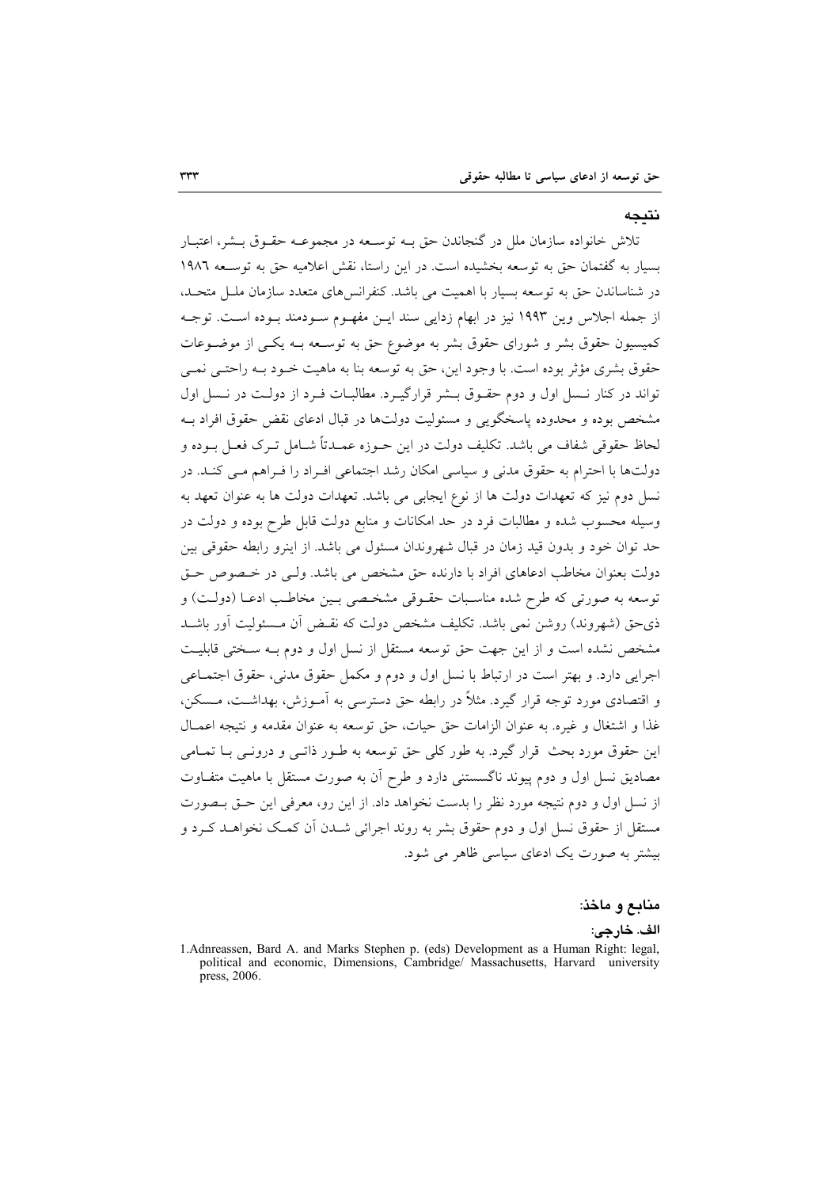## نتیجه

تلاش خانواده سازمان ملل در گنجاندن حق بـه توسـعه در مجموعـه حقـوق بـشر، اعتبـار بسیار به گفتمان حق به توسعه بخشیده است. در این راستا، نقش اعلامیه حق به توسـعه ۱۹۸٦ در شناساندن حق به توسعه بسیار با اهمیت می باشد. کنفرانس‌های متعدد سازمان ملـل متحـد، از جمله اجلاس وین ۱۹۹۳ نیز در ابهام زدایی سند ایـن مفهـوم سـودمند بـوده اسـت. توجـه کمیسیون حقوق بشر و شورای حقوق بشر به موضوع حق به توسـعه بـه یکـی از موضـوعات حقوق بشری مؤثر بوده است. با وجود این، حق به توسعه بنا به ماهیت خـود بـه راحتـی نمـی تواند در کنار نـسل اول و دوم حقـوق بـشر قرارگیـرد. مطالبـات فـرد از دولـت در نـسل اول مشخص بوده و محدوده پاسخگویی و مسئولیت دولت‌ها در قبال ادعای نقض حقوق افراد بـه لحاظ حقوقی شفاف می باشد. تکلیف دولت در این حـوزه عمـدتاً شـامل تـرک فعـل بـوده و دولت‌ها با احترام به حقوق مدنی و سیاسی امکان رشد اجتماعی افـراد را فـراهم مـی کنـد. در نسل دوم نیز که تعهدات دولت ها از نوع ایجابی می باشد. تعهدات دولت ها به عنوان تعهد به وسیله محسوب شده و مطالبات فرد در حد امکانات و منابع دولت قابل طرح بوده و دولت در حد توان خود و بدون قید زمان در قبال شهروندان مسئول می باشد. از اینرو رابطه حقوقی بین دولت بعنوان مخاطب ادعاهای افراد با دارنده حق مشخص می باشد. ولـی در خـصوص حـق توسعه به صورتی که طرح شده مناسـبات حقـوقی مشخـصی بـین مخاطـب ادعـا (دولـت) و ذی‌حق (شهروند) روشن نمی باشد. تکلیف مشخص دولت که نقـض آن مـسئولیت آور باشـد مشخص نشده است و از این جهت حق توسعه مستقل از نسل اول و دوم بـه سـختی قابلیـت اجرایی دارد. و بهتر است در ارتباط با نسل اول و دوم و مکمل حقوق مدنی، حقوق اجتمـاعی و اقتصادی مورد توجه قرار گیرد. مثلاً در رابطه حق دسترسی به آمـوزش، بهداشـت، مـسکن، غذا و اشتغال و غیره. به عنوان الزامات حق حیات، حق توسعه به عنوان مقدمه و نتیجه اعمـال این حقوق مورد بحث قرار گیرد. به طور کلی حق توسعه به طـور ذاتـی و درونـی بـا تمـامی مصادیق نسل اول و دوم پیوند ناگسستنی دارد و طرح آن به صورت مستقل با ماهیت متفـاوت از نسل اول و دوم نتیجه مورد نظر را بدست نخواهد داد. از این رو، معرفی این حـق بـصورت مستقل از حقوق نسل اول و دوم حقوق بشر به روند اجرائی شـدن آن کمـک نخواهـد کـرد و بیشتر به صورت یک ادعای سیاسی ظاهر می شود.

## منابع و ماخذ:

### الف. خارجی:

1.Adnreassen, Bard A. and Marks Stephen p. (eds) Development as a Human Right: legal, political and economic, Dimensions, Cambridge/ Massachusetts, Harvard university press, 2006.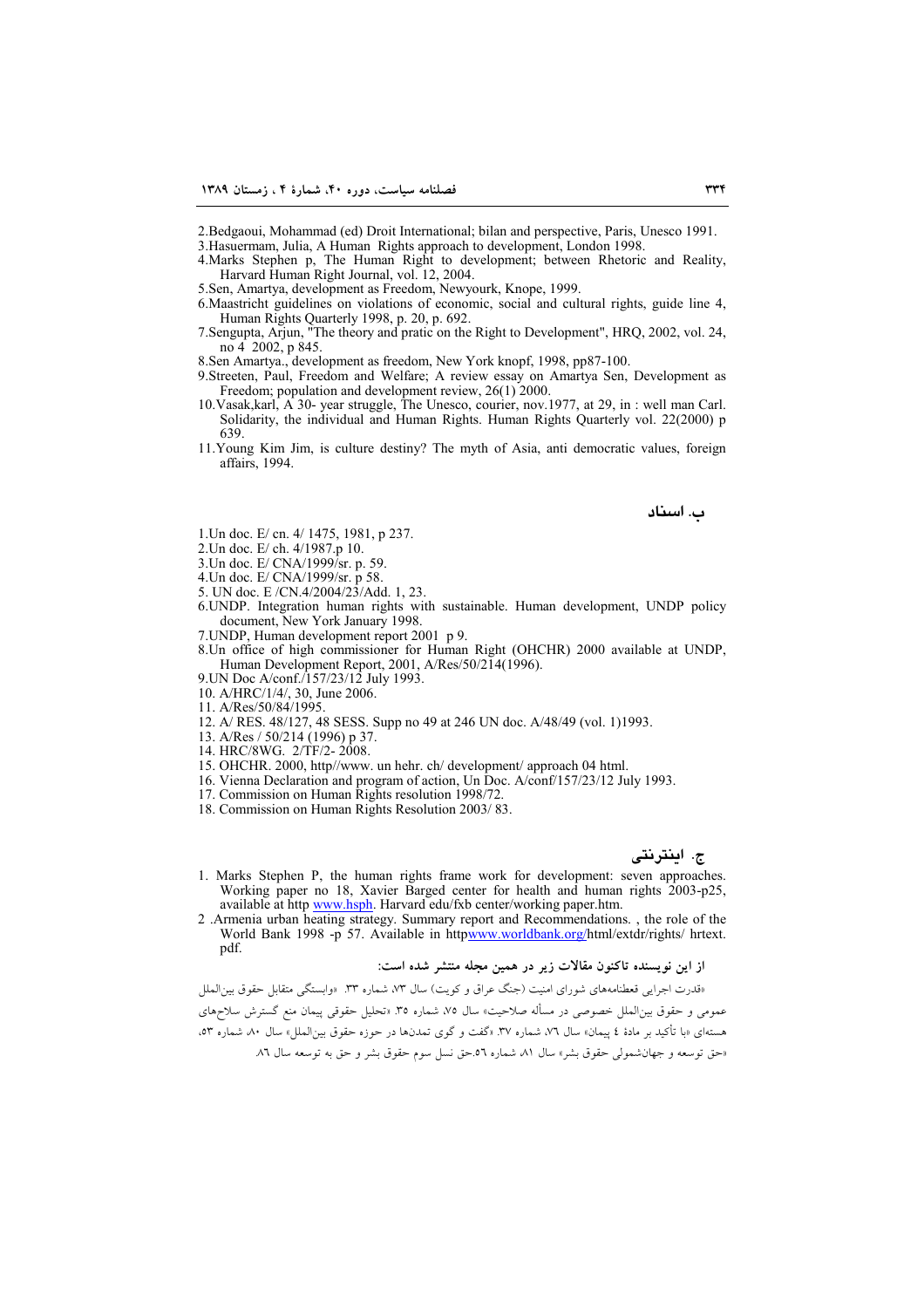2.Bedgaoui, Mohammad (ed) Droit International; bilan and perspective, Paris, Unesco 1991.
3.Hasuermam, Julia, A Human Rights approach to development, London 1998.
4.Marks Stephen p, The Human Right to development; between Rhetoric and Reality, Harvard Human Right Journal, vol. 12, 2004.
5.Sen, Amartya, development as Freedom, Newyourk, Knope, 1999.
6.Maastricht guidelines on violations of economic, social and cultural rights, guide line 4, Human Rights Quarterly 1998, p. 20, p. 692.
7.Sengupta, Arjun, "The theory and pratic on the Right to Development", HRQ, 2002, vol. 24, no 4 2002, p 845.
8.Sen Amartya., development as freedom, New York knopf, 1998, pp87-100.
9.Streeten, Paul, Freedom and Welfare; A review essay on Amartya Sen, Development as Freedom; population and development review, 26(1) 2000.
10.Vasak,karl, A 30- year struggle, The Unesco, courier, nov.1977, at 29, in : well man Carl. Solidarity, the individual and Human Rights. Human Rights Quarterly vol. 22(2000) p 639.
11.Young Kim Jim, is culture destiny? The myth of Asia, anti democratic values, foreign affairs, 1994.

## ب. اسناد

1.Un doc. E/ cn. 4/ 1475, 1981, p 237.
2.Un doc. E/ ch. 4/1987.p 10.
3.Un doc. E/ CNA/1999/sr. p. 59.
4.Un doc. E/ CNA/1999/sr. p 58.
5. UN doc. E /CN.4/2004/23/Add. 1, 23.
6.UNDP. Integration human rights with sustainable. Human development, UNDP policy document, New York January 1998.
7.UNDP, Human development report 2001 p 9.
8.Un office of high commissioner for Human Right (OHCHR) 2000 available at UNDP, Human Development Report, 2001, A/Res/50/214(1996).
9.UN Doc A/conf./157/23/12 July 1993.
10. A/HRC/1/4/, 30, June 2006.
11. A/Res/50/84/1995.
12. A/ RES. 48/127, 48 SESS. Supp no 49 at 246 UN doc. A/48/49 (vol. 1)1993.
13. A/Res / 50/214 (1996) p 37.
14. HRC/8WG. 2/TF/2- 2008.
15. OHCHR. 2000, http//www. un hehr. ch/ development/ approach 04 html.
16. Vienna Declaration and program of action, Un Doc. A/conf/157/23/12 July 1993.
17. Commission on Human Rights resolution 1998/72.
18. Commission on Human Rights Resolution 2003/ 83.

## ج. اینترنتی

1. Marks Stephen P, the human rights frame work for development: seven approaches. Working paper no 18, Xavier Barged center for health and human rights 2003-p25, available at http www.hsph. Harvard edu/fxb center/working paper.htm.
2 .Armenia urban heating strategy. Summary report and Recommendations. , the role of the World Bank 1998 -p 57. Available in httpwww.worldbank.org/html/extdr/rights/ hrtext. pdf.

**از این نویسنده تاکنون مقالات زیر در همین مجله منتشر شده است:**

«قدرت اجرایی قطعنامه‌های شورای امنیت (جنگ عراق و کویت) سال ۷۳، شماره ۳۳. «وابستگی متقابل حقوق بین‌الملل عمومی و حقوق بین‌الملل خصوصی در مسأله صلاحیت» سال ۷۵، شماره ۳۵. «تحلیل حقوقی پیمان منع گسترش سلاح‌های هسته‌ای «با تأکید بر مادهٔ ٤ پیمان» سال ٧٦، شماره ۳۷. «گفت و گوی تمدن‌ها در حوزه حقوق بین‌الملل» سال ۸۰، شماره ۵۳، «حق توسعه و جهان‌شمولی حقوق بشر» سال ۸۱، شماره ۵٦.حق نسل سوم حقوق بشر و حق به توسعه سال ۸٦.